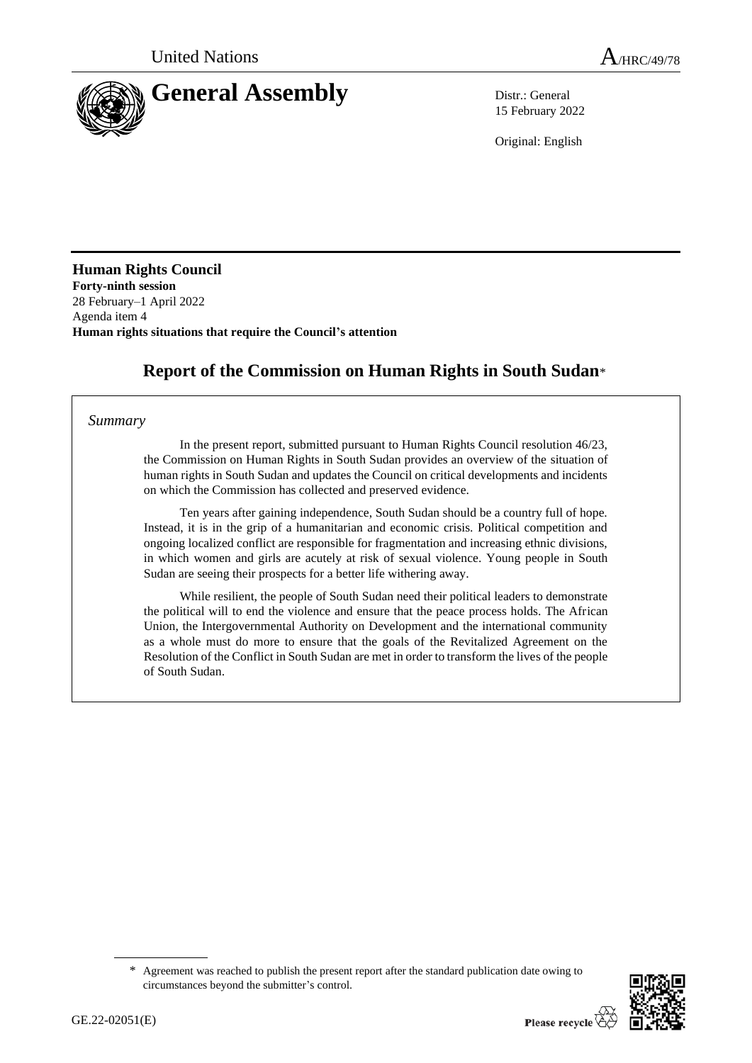United Nations

A/HRC/49/78

# General Assembly

Distr.: General
15 February 2022

Original: English

**Human Rights Council**
**Forty-ninth session**
28 February–1 April 2022
Agenda item 4
**Human rights situations that require the Council's attention**

## Report of the Commission on Human Rights in South Sudan*

*Summary*

In the present report, submitted pursuant to Human Rights Council resolution 46/23, the Commission on Human Rights in South Sudan provides an overview of the situation of human rights in South Sudan and updates the Council on critical developments and incidents on which the Commission has collected and preserved evidence.

Ten years after gaining independence, South Sudan should be a country full of hope. Instead, it is in the grip of a humanitarian and economic crisis. Political competition and ongoing localized conflict are responsible for fragmentation and increasing ethnic divisions, in which women and girls are acutely at risk of sexual violence. Young people in South Sudan are seeing their prospects for a better life withering away.

While resilient, the people of South Sudan need their political leaders to demonstrate the political will to end the violence and ensure that the peace process holds. The African Union, the Intergovernmental Authority on Development and the international community as a whole must do more to ensure that the goals of the Revitalized Agreement on the Resolution of the Conflict in South Sudan are met in order to transform the lives of the people of South Sudan.

\* Agreement was reached to publish the present report after the standard publication date owing to circumstances beyond the submitter's control.

GE.22-02051(E)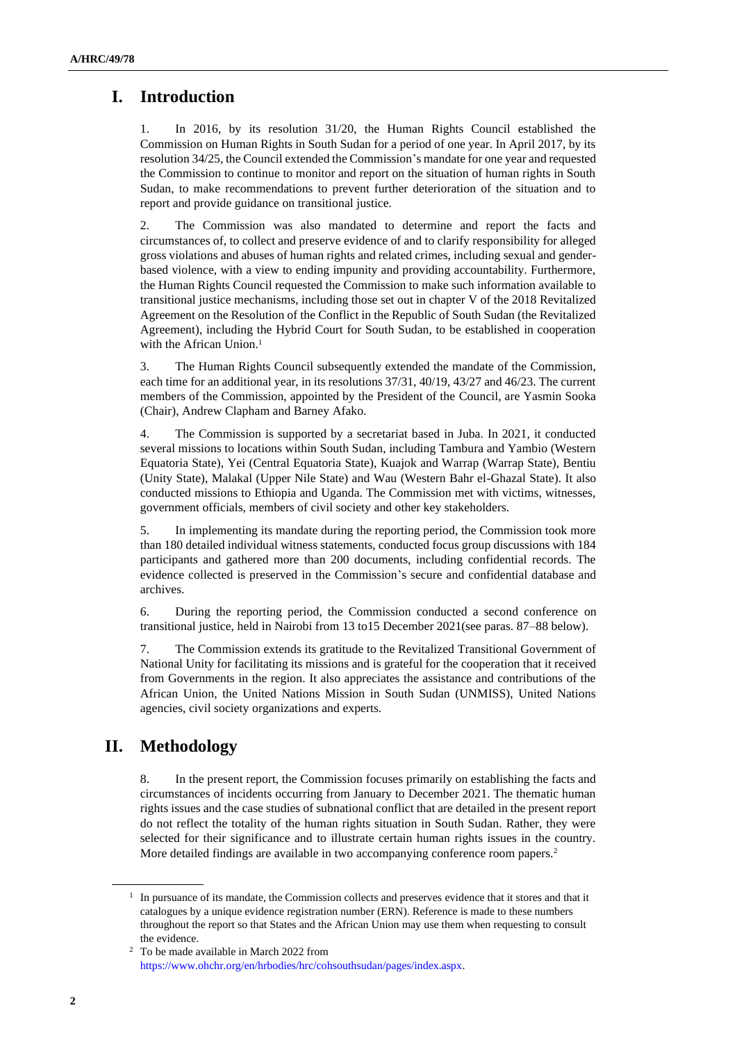## I. Introduction

1. In 2016, by its resolution 31/20, the Human Rights Council established the Commission on Human Rights in South Sudan for a period of one year. In April 2017, by its resolution 34/25, the Council extended the Commission's mandate for one year and requested the Commission to continue to monitor and report on the situation of human rights in South Sudan, to make recommendations to prevent further deterioration of the situation and to report and provide guidance on transitional justice.

2. The Commission was also mandated to determine and report the facts and circumstances of, to collect and preserve evidence of and to clarify responsibility for alleged gross violations and abuses of human rights and related crimes, including sexual and gender-based violence, with a view to ending impunity and providing accountability. Furthermore, the Human Rights Council requested the Commission to make such information available to transitional justice mechanisms, including those set out in chapter V of the 2018 Revitalized Agreement on the Resolution of the Conflict in the Republic of South Sudan (the Revitalized Agreement), including the Hybrid Court for South Sudan, to be established in cooperation with the African Union.[1]

3. The Human Rights Council subsequently extended the mandate of the Commission, each time for an additional year, in its resolutions 37/31, 40/19, 43/27 and 46/23. The current members of the Commission, appointed by the President of the Council, are Yasmin Sooka (Chair), Andrew Clapham and Barney Afako.

4. The Commission is supported by a secretariat based in Juba. In 2021, it conducted several missions to locations within South Sudan, including Tambura and Yambio (Western Equatoria State), Yei (Central Equatoria State), Kuajok and Warrap (Warrap State), Bentiu (Unity State), Malakal (Upper Nile State) and Wau (Western Bahr el-Ghazal State). It also conducted missions to Ethiopia and Uganda. The Commission met with victims, witnesses, government officials, members of civil society and other key stakeholders.

5. In implementing its mandate during the reporting period, the Commission took more than 180 detailed individual witness statements, conducted focus group discussions with 184 participants and gathered more than 200 documents, including confidential records. The evidence collected is preserved in the Commission's secure and confidential database and archives.

6. During the reporting period, the Commission conducted a second conference on transitional justice, held in Nairobi from 13 to15 December 2021(see paras. 87–88 below).

7. The Commission extends its gratitude to the Revitalized Transitional Government of National Unity for facilitating its missions and is grateful for the cooperation that it received from Governments in the region. It also appreciates the assistance and contributions of the African Union, the United Nations Mission in South Sudan (UNMISS), United Nations agencies, civil society organizations and experts.

## II. Methodology

8. In the present report, the Commission focuses primarily on establishing the facts and circumstances of incidents occurring from January to December 2021. The thematic human rights issues and the case studies of subnational conflict that are detailed in the present report do not reflect the totality of the human rights situation in South Sudan. Rather, they were selected for their significance and to illustrate certain human rights issues in the country. More detailed findings are available in two accompanying conference room papers.[2]

---

[1] In pursuance of its mandate, the Commission collects and preserves evidence that it stores and that it catalogues by a unique evidence registration number (ERN). Reference is made to these numbers throughout the report so that States and the African Union may use them when requesting to consult the evidence.

[2] To be made available in March 2022 from https://www.ohchr.org/en/hrbodies/hrc/cohsouthsudan/pages/index.aspx.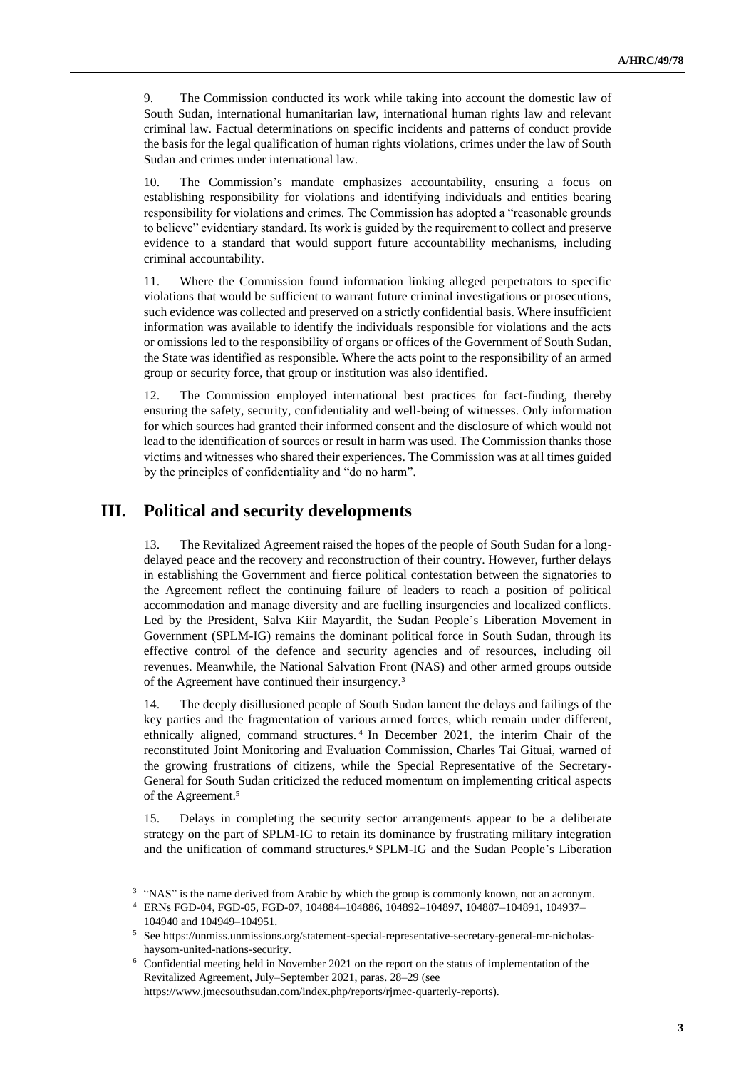9. The Commission conducted its work while taking into account the domestic law of South Sudan, international humanitarian law, international human rights law and relevant criminal law. Factual determinations on specific incidents and patterns of conduct provide the basis for the legal qualification of human rights violations, crimes under the law of South Sudan and crimes under international law.

10. The Commission's mandate emphasizes accountability, ensuring a focus on establishing responsibility for violations and identifying individuals and entities bearing responsibility for violations and crimes. The Commission has adopted a "reasonable grounds to believe" evidentiary standard. Its work is guided by the requirement to collect and preserve evidence to a standard that would support future accountability mechanisms, including criminal accountability.

11. Where the Commission found information linking alleged perpetrators to specific violations that would be sufficient to warrant future criminal investigations or prosecutions, such evidence was collected and preserved on a strictly confidential basis. Where insufficient information was available to identify the individuals responsible for violations and the acts or omissions led to the responsibility of organs or offices of the Government of South Sudan, the State was identified as responsible. Where the acts point to the responsibility of an armed group or security force, that group or institution was also identified.

12. The Commission employed international best practices for fact-finding, thereby ensuring the safety, security, confidentiality and well-being of witnesses. Only information for which sources had granted their informed consent and the disclosure of which would not lead to the identification of sources or result in harm was used. The Commission thanks those victims and witnesses who shared their experiences. The Commission was at all times guided by the principles of confidentiality and "do no harm".

## III. Political and security developments

13. The Revitalized Agreement raised the hopes of the people of South Sudan for a long-delayed peace and the recovery and reconstruction of their country. However, further delays in establishing the Government and fierce political contestation between the signatories to the Agreement reflect the continuing failure of leaders to reach a position of political accommodation and manage diversity and are fuelling insurgencies and localized conflicts. Led by the President, Salva Kiir Mayardit, the Sudan People's Liberation Movement in Government (SPLM-IG) remains the dominant political force in South Sudan, through its effective control of the defence and security agencies and of resources, including oil revenues. Meanwhile, the National Salvation Front (NAS) and other armed groups outside of the Agreement have continued their insurgency.[3]

14. The deeply disillusioned people of South Sudan lament the delays and failings of the key parties and the fragmentation of various armed forces, which remain under different, ethnically aligned, command structures.[4] In December 2021, the interim Chair of the reconstituted Joint Monitoring and Evaluation Commission, Charles Tai Gituai, warned of the growing frustrations of citizens, while the Special Representative of the Secretary-General for South Sudan criticized the reduced momentum on implementing critical aspects of the Agreement.[5]

15. Delays in completing the security sector arrangements appear to be a deliberate strategy on the part of SPLM-IG to retain its dominance by frustrating military integration and the unification of command structures.[6] SPLM-IG and the Sudan People's Liberation

---

[3] "NAS" is the name derived from Arabic by which the group is commonly known, not an acronym.

[4] ERNs FGD-04, FGD-05, FGD-07, 104884–104886, 104892–104897, 104887–104891, 104937–104940 and 104949–104951.

[5] See https://unmiss.unmissions.org/statement-special-representative-secretary-general-mr-nicholas-haysom-united-nations-security.

[6] Confidential meeting held in November 2021 on the report on the status of implementation of the Revitalized Agreement, July–September 2021, paras. 28–29 (see https://www.jmecsouthsudan.com/index.php/reports/rjmec-quarterly-reports).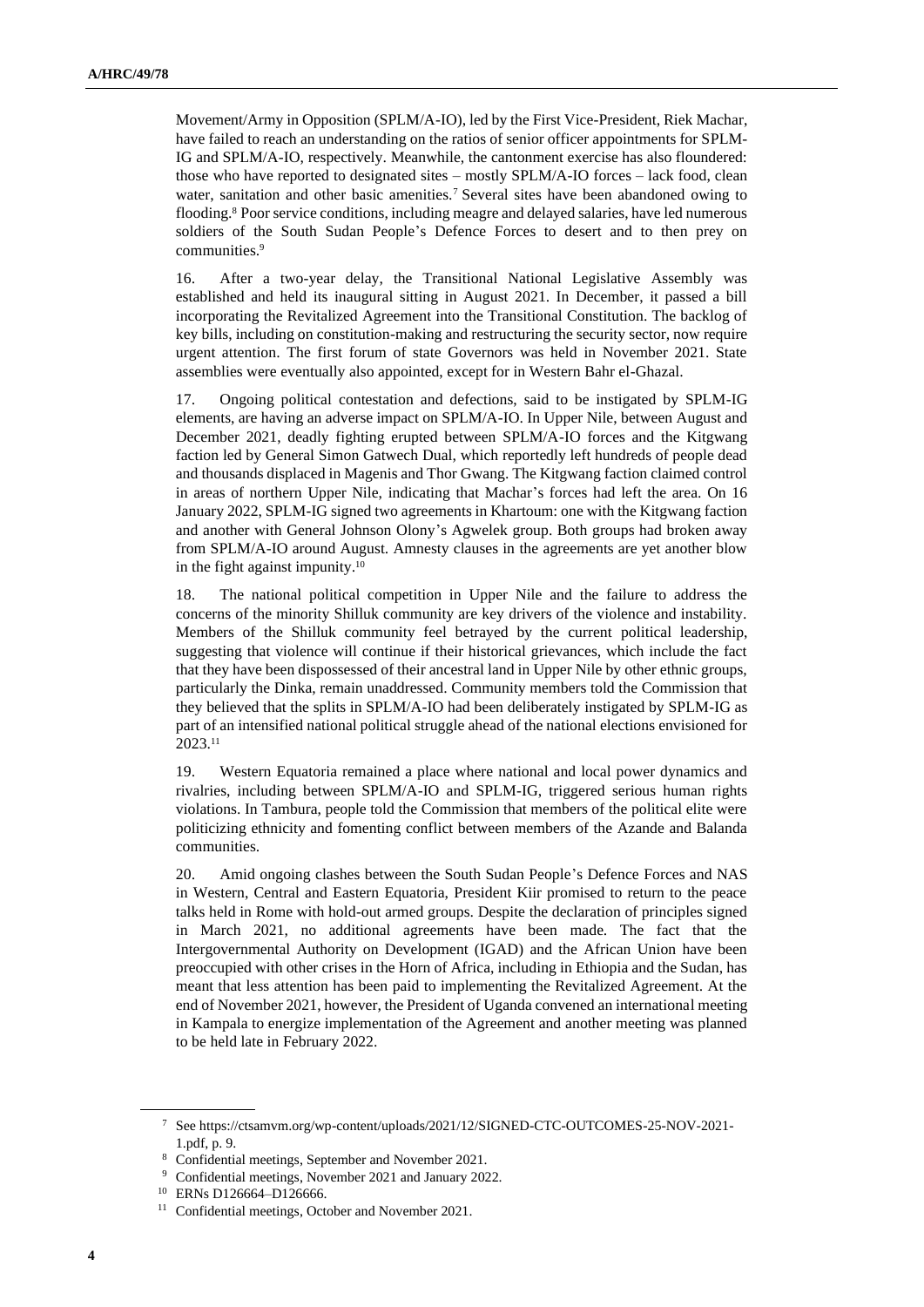Movement/Army in Opposition (SPLM/A-IO), led by the First Vice-President, Riek Machar, have failed to reach an understanding on the ratios of senior officer appointments for SPLM-IG and SPLM/A-IO, respectively. Meanwhile, the cantonment exercise has also floundered: those who have reported to designated sites – mostly SPLM/A-IO forces – lack food, clean water, sanitation and other basic amenities.[7] Several sites have been abandoned owing to flooding.[8] Poor service conditions, including meagre and delayed salaries, have led numerous soldiers of the South Sudan People's Defence Forces to desert and to then prey on communities.[9]

16. After a two-year delay, the Transitional National Legislative Assembly was established and held its inaugural sitting in August 2021. In December, it passed a bill incorporating the Revitalized Agreement into the Transitional Constitution. The backlog of key bills, including on constitution-making and restructuring the security sector, now require urgent attention. The first forum of state Governors was held in November 2021. State assemblies were eventually also appointed, except for in Western Bahr el-Ghazal.

17. Ongoing political contestation and defections, said to be instigated by SPLM-IG elements, are having an adverse impact on SPLM/A-IO. In Upper Nile, between August and December 2021, deadly fighting erupted between SPLM/A-IO forces and the Kitgwang faction led by General Simon Gatwech Dual, which reportedly left hundreds of people dead and thousands displaced in Magenis and Thor Gwang. The Kitgwang faction claimed control in areas of northern Upper Nile, indicating that Machar's forces had left the area. On 16 January 2022, SPLM-IG signed two agreements in Khartoum: one with the Kitgwang faction and another with General Johnson Olony's Agwelek group. Both groups had broken away from SPLM/A-IO around August. Amnesty clauses in the agreements are yet another blow in the fight against impunity.[10]

18. The national political competition in Upper Nile and the failure to address the concerns of the minority Shilluk community are key drivers of the violence and instability. Members of the Shilluk community feel betrayed by the current political leadership, suggesting that violence will continue if their historical grievances, which include the fact that they have been dispossessed of their ancestral land in Upper Nile by other ethnic groups, particularly the Dinka, remain unaddressed. Community members told the Commission that they believed that the splits in SPLM/A-IO had been deliberately instigated by SPLM-IG as part of an intensified national political struggle ahead of the national elections envisioned for 2023.[11]

19. Western Equatoria remained a place where national and local power dynamics and rivalries, including between SPLM/A-IO and SPLM-IG, triggered serious human rights violations. In Tambura, people told the Commission that members of the political elite were politicizing ethnicity and fomenting conflict between members of the Azande and Balanda communities.

20. Amid ongoing clashes between the South Sudan People's Defence Forces and NAS in Western, Central and Eastern Equatoria, President Kiir promised to return to the peace talks held in Rome with hold-out armed groups. Despite the declaration of principles signed in March 2021, no additional agreements have been made. The fact that the Intergovernmental Authority on Development (IGAD) and the African Union have been preoccupied with other crises in the Horn of Africa, including in Ethiopia and the Sudan, has meant that less attention has been paid to implementing the Revitalized Agreement. At the end of November 2021, however, the President of Uganda convened an international meeting in Kampala to energize implementation of the Agreement and another meeting was planned to be held late in February 2022.

---

[7] See https://ctsamvm.org/wp-content/uploads/2021/12/SIGNED-CTC-OUTCOMES-25-NOV-2021-1.pdf, p. 9.

[8] Confidential meetings, September and November 2021.

[9] Confidential meetings, November 2021 and January 2022.

[10] ERNs D126664–D126666.

[11] Confidential meetings, October and November 2021.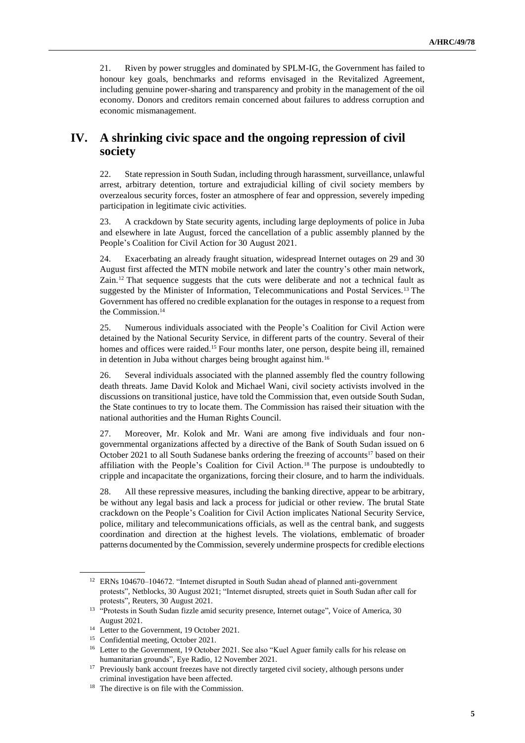21. Riven by power struggles and dominated by SPLM-IG, the Government has failed to honour key goals, benchmarks and reforms envisaged in the Revitalized Agreement, including genuine power-sharing and transparency and probity in the management of the oil economy. Donors and creditors remain concerned about failures to address corruption and economic mismanagement.

## IV. A shrinking civic space and the ongoing repression of civil society

22. State repression in South Sudan, including through harassment, surveillance, unlawful arrest, arbitrary detention, torture and extrajudicial killing of civil society members by overzealous security forces, foster an atmosphere of fear and oppression, severely impeding participation in legitimate civic activities.

23. A crackdown by State security agents, including large deployments of police in Juba and elsewhere in late August, forced the cancellation of a public assembly planned by the People's Coalition for Civil Action for 30 August 2021.

24. Exacerbating an already fraught situation, widespread Internet outages on 29 and 30 August first affected the MTN mobile network and later the country's other main network, Zain.[12] That sequence suggests that the cuts were deliberate and not a technical fault as suggested by the Minister of Information, Telecommunications and Postal Services.[13] The Government has offered no credible explanation for the outages in response to a request from the Commission.[14]

25. Numerous individuals associated with the People's Coalition for Civil Action were detained by the National Security Service, in different parts of the country. Several of their homes and offices were raided.[15] Four months later, one person, despite being ill, remained in detention in Juba without charges being brought against him.[16]

26. Several individuals associated with the planned assembly fled the country following death threats. Jame David Kolok and Michael Wani, civil society activists involved in the discussions on transitional justice, have told the Commission that, even outside South Sudan, the State continues to try to locate them. The Commission has raised their situation with the national authorities and the Human Rights Council.

27. Moreover, Mr. Kolok and Mr. Wani are among five individuals and four non-governmental organizations affected by a directive of the Bank of South Sudan issued on 6 October 2021 to all South Sudanese banks ordering the freezing of accounts[17] based on their affiliation with the People's Coalition for Civil Action.[18] The purpose is undoubtedly to cripple and incapacitate the organizations, forcing their closure, and to harm the individuals.

28. All these repressive measures, including the banking directive, appear to be arbitrary, be without any legal basis and lack a process for judicial or other review. The brutal State crackdown on the People's Coalition for Civil Action implicates National Security Service, police, military and telecommunications officials, as well as the central bank, and suggests coordination and direction at the highest levels. The violations, emblematic of broader patterns documented by the Commission, severely undermine prospects for credible elections

---

[12] ERNs 104670–104672. "Internet disrupted in South Sudan ahead of planned anti-government protests", Netblocks, 30 August 2021; "Internet disrupted, streets quiet in South Sudan after call for protests", Reuters, 30 August 2021.

[13] "Protests in South Sudan fizzle amid security presence, Internet outage", Voice of America, 30 August 2021.

[14] Letter to the Government, 19 October 2021.

[15] Confidential meeting, October 2021.

[16] Letter to the Government, 19 October 2021. See also "Kuel Aguer family calls for his release on humanitarian grounds", Eye Radio, 12 November 2021.

[17] Previously bank account freezes have not directly targeted civil society, although persons under criminal investigation have been affected.

[18] The directive is on file with the Commission.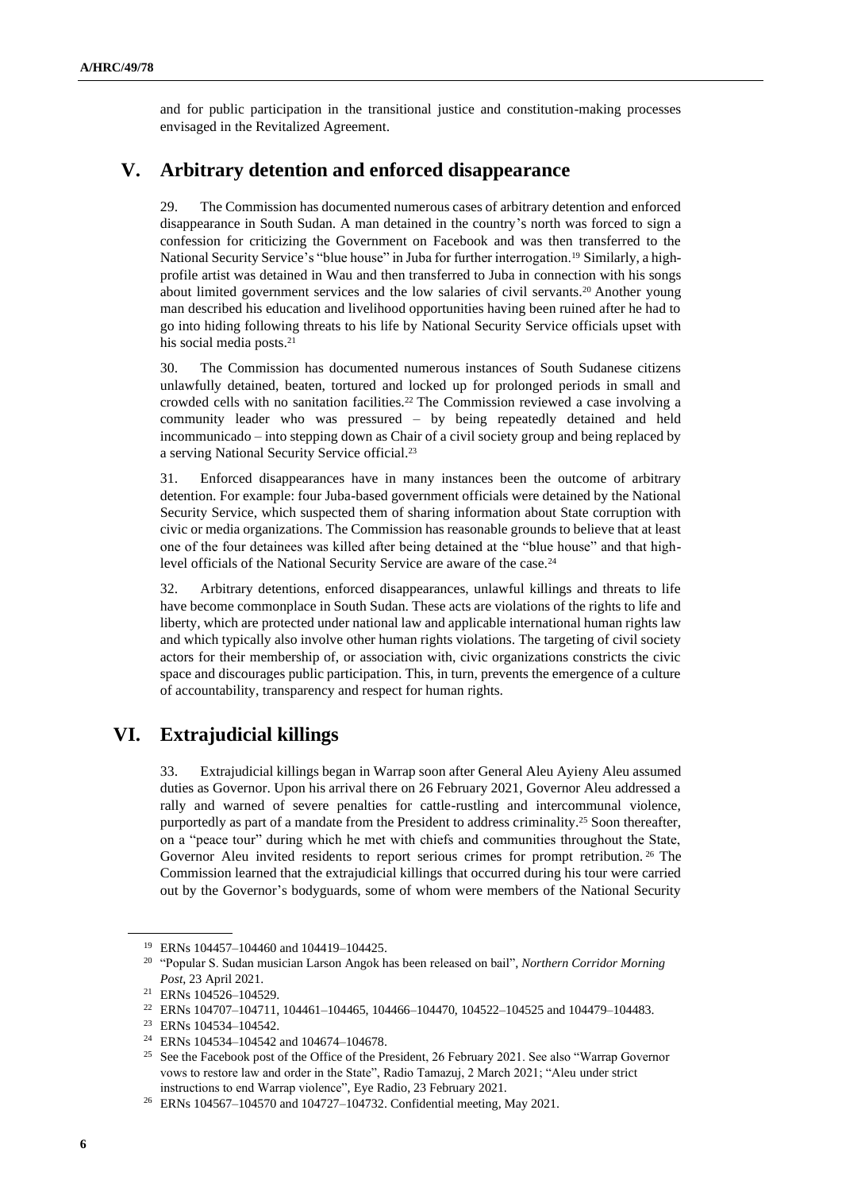and for public participation in the transitional justice and constitution-making processes envisaged in the Revitalized Agreement.

## V. Arbitrary detention and enforced disappearance

29. The Commission has documented numerous cases of arbitrary detention and enforced disappearance in South Sudan. A man detained in the country's north was forced to sign a confession for criticizing the Government on Facebook and was then transferred to the National Security Service's "blue house" in Juba for further interrogation.[19] Similarly, a high-profile artist was detained in Wau and then transferred to Juba in connection with his songs about limited government services and the low salaries of civil servants.[20] Another young man described his education and livelihood opportunities having been ruined after he had to go into hiding following threats to his life by National Security Service officials upset with his social media posts.[21]

30. The Commission has documented numerous instances of South Sudanese citizens unlawfully detained, beaten, tortured and locked up for prolonged periods in small and crowded cells with no sanitation facilities.[22] The Commission reviewed a case involving a community leader who was pressured – by being repeatedly detained and held incommunicado – into stepping down as Chair of a civil society group and being replaced by a serving National Security Service official.[23]

31. Enforced disappearances have in many instances been the outcome of arbitrary detention. For example: four Juba-based government officials were detained by the National Security Service, which suspected them of sharing information about State corruption with civic or media organizations. The Commission has reasonable grounds to believe that at least one of the four detainees was killed after being detained at the "blue house" and that high-level officials of the National Security Service are aware of the case.[24]

32. Arbitrary detentions, enforced disappearances, unlawful killings and threats to life have become commonplace in South Sudan. These acts are violations of the rights to life and liberty, which are protected under national law and applicable international human rights law and which typically also involve other human rights violations. The targeting of civil society actors for their membership of, or association with, civic organizations constricts the civic space and discourages public participation. This, in turn, prevents the emergence of a culture of accountability, transparency and respect for human rights.

## VI. Extrajudicial killings

33. Extrajudicial killings began in Warrap soon after General Aleu Ayieny Aleu assumed duties as Governor. Upon his arrival there on 26 February 2021, Governor Aleu addressed a rally and warned of severe penalties for cattle-rustling and intercommunal violence, purportedly as part of a mandate from the President to address criminality.[25] Soon thereafter, on a "peace tour" during which he met with chiefs and communities throughout the State, Governor Aleu invited residents to report serious crimes for prompt retribution.[26] The Commission learned that the extrajudicial killings that occurred during his tour were carried out by the Governor's bodyguards, some of whom were members of the National Security

---

[19] ERNs 104457–104460 and 104419–104425.

[20] "Popular S. Sudan musician Larson Angok has been released on bail", *Northern Corridor Morning Post*, 23 April 2021.

[21] ERNs 104526–104529.

[22] ERNs 104707–104711, 104461–104465, 104466–104470, 104522–104525 and 104479–104483.

[23] ERNs 104534–104542.

[24] ERNs 104534–104542 and 104674–104678.

[25] See the Facebook post of the Office of the President, 26 February 2021. See also "Warrap Governor vows to restore law and order in the State", Radio Tamazuj, 2 March 2021; "Aleu under strict instructions to end Warrap violence", Eye Radio, 23 February 2021.

[26] ERNs 104567–104570 and 104727–104732. Confidential meeting, May 2021.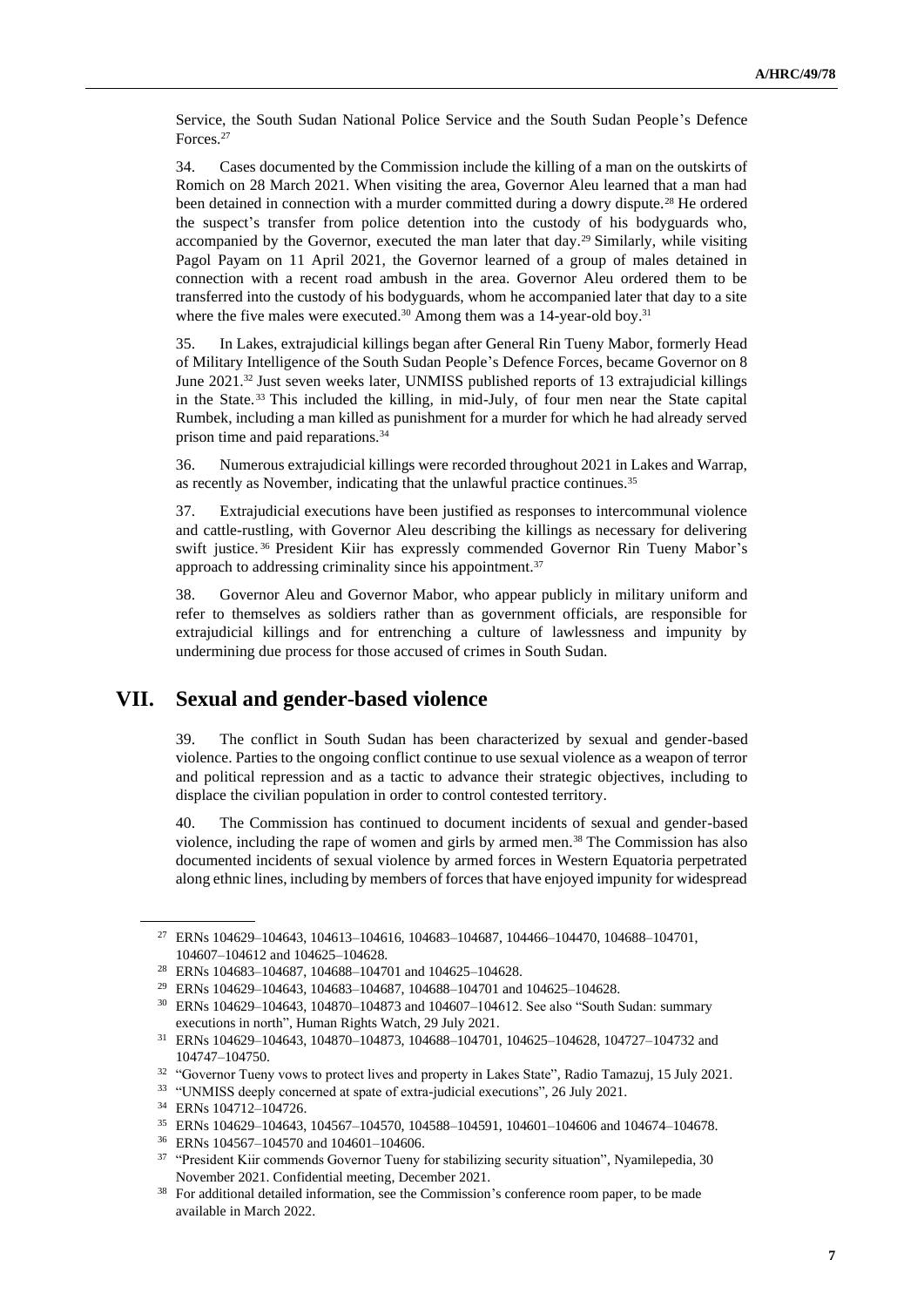Service, the South Sudan National Police Service and the South Sudan People's Defence Forces.[27]

34. Cases documented by the Commission include the killing of a man on the outskirts of Romich on 28 March 2021. When visiting the area, Governor Aleu learned that a man had been detained in connection with a murder committed during a dowry dispute.[28] He ordered the suspect's transfer from police detention into the custody of his bodyguards who, accompanied by the Governor, executed the man later that day.[29] Similarly, while visiting Pagol Payam on 11 April 2021, the Governor learned of a group of males detained in connection with a recent road ambush in the area. Governor Aleu ordered them to be transferred into the custody of his bodyguards, whom he accompanied later that day to a site where the five males were executed.[30] Among them was a 14-year-old boy.[31]

35. In Lakes, extrajudicial killings began after General Rin Tueny Mabor, formerly Head of Military Intelligence of the South Sudan People's Defence Forces, became Governor on 8 June 2021.[32] Just seven weeks later, UNMISS published reports of 13 extrajudicial killings in the State.[33] This included the killing, in mid-July, of four men near the State capital Rumbek, including a man killed as punishment for a murder for which he had already served prison time and paid reparations.[34]

36. Numerous extrajudicial killings were recorded throughout 2021 in Lakes and Warrap, as recently as November, indicating that the unlawful practice continues.[35]

37. Extrajudicial executions have been justified as responses to intercommunal violence and cattle-rustling, with Governor Aleu describing the killings as necessary for delivering swift justice.[36] President Kiir has expressly commended Governor Rin Tueny Mabor's approach to addressing criminality since his appointment.[37]

38. Governor Aleu and Governor Mabor, who appear publicly in military uniform and refer to themselves as soldiers rather than as government officials, are responsible for extrajudicial killings and for entrenching a culture of lawlessness and impunity by undermining due process for those accused of crimes in South Sudan.

## VII. Sexual and gender-based violence

39. The conflict in South Sudan has been characterized by sexual and gender-based violence. Parties to the ongoing conflict continue to use sexual violence as a weapon of terror and political repression and as a tactic to advance their strategic objectives, including to displace the civilian population in order to control contested territory.

40. The Commission has continued to document incidents of sexual and gender-based violence, including the rape of women and girls by armed men.[38] The Commission has also documented incidents of sexual violence by armed forces in Western Equatoria perpetrated along ethnic lines, including by members of forces that have enjoyed impunity for widespread

---

[27] ERNs 104629–104643, 104613–104616, 104683–104687, 104466–104470, 104688–104701, 104607–104612 and 104625–104628.

[28] ERNs 104683–104687, 104688–104701 and 104625–104628.

[29] ERNs 104629–104643, 104683–104687, 104688–104701 and 104625–104628.

[30] ERNs 104629–104643, 104870–104873 and 104607–104612. See also "South Sudan: summary executions in north", Human Rights Watch, 29 July 2021.

[31] ERNs 104629–104643, 104870–104873, 104688–104701, 104625–104628, 104727–104732 and 104747–104750.

[32] "Governor Tueny vows to protect lives and property in Lakes State", Radio Tamazuj, 15 July 2021.

[33] "UNMISS deeply concerned at spate of extra-judicial executions", 26 July 2021.

[34] ERNs 104712–104726.

[35] ERNs 104629–104643, 104567–104570, 104588–104591, 104601–104606 and 104674–104678.

[36] ERNs 104567–104570 and 104601–104606.

[37] "President Kiir commends Governor Tueny for stabilizing security situation", Nyamilepedia, 30 November 2021. Confidential meeting, December 2021.

[38] For additional detailed information, see the Commission's conference room paper, to be made available in March 2022.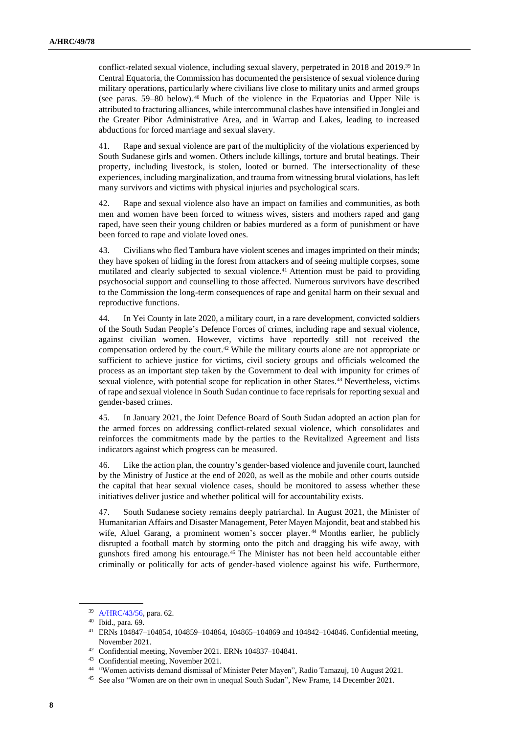conflict-related sexual violence, including sexual slavery, perpetrated in 2018 and 2019.[39] In Central Equatoria, the Commission has documented the persistence of sexual violence during military operations, particularly where civilians live close to military units and armed groups (see paras. 59–80 below).[40] Much of the violence in the Equatorias and Upper Nile is attributed to fracturing alliances, while intercommunal clashes have intensified in Jonglei and the Greater Pibor Administrative Area, and in Warrap and Lakes, leading to increased abductions for forced marriage and sexual slavery.

41. Rape and sexual violence are part of the multiplicity of the violations experienced by South Sudanese girls and women. Others include killings, torture and brutal beatings. Their property, including livestock, is stolen, looted or burned. The intersectionality of these experiences, including marginalization, and trauma from witnessing brutal violations, has left many survivors and victims with physical injuries and psychological scars.

42. Rape and sexual violence also have an impact on families and communities, as both men and women have been forced to witness wives, sisters and mothers raped and gang raped, have seen their young children or babies murdered as a form of punishment or have been forced to rape and violate loved ones.

43. Civilians who fled Tambura have violent scenes and images imprinted on their minds; they have spoken of hiding in the forest from attackers and of seeing multiple corpses, some mutilated and clearly subjected to sexual violence.[41] Attention must be paid to providing psychosocial support and counselling to those affected. Numerous survivors have described to the Commission the long-term consequences of rape and genital harm on their sexual and reproductive functions.

44. In Yei County in late 2020, a military court, in a rare development, convicted soldiers of the South Sudan People's Defence Forces of crimes, including rape and sexual violence, against civilian women. However, victims have reportedly still not received the compensation ordered by the court.[42] While the military courts alone are not appropriate or sufficient to achieve justice for victims, civil society groups and officials welcomed the process as an important step taken by the Government to deal with impunity for crimes of sexual violence, with potential scope for replication in other States.[43] Nevertheless, victims of rape and sexual violence in South Sudan continue to face reprisals for reporting sexual and gender-based crimes.

45. In January 2021, the Joint Defence Board of South Sudan adopted an action plan for the armed forces on addressing conflict-related sexual violence, which consolidates and reinforces the commitments made by the parties to the Revitalized Agreement and lists indicators against which progress can be measured.

46. Like the action plan, the country's gender-based violence and juvenile court, launched by the Ministry of Justice at the end of 2020, as well as the mobile and other courts outside the capital that hear sexual violence cases, should be monitored to assess whether these initiatives deliver justice and whether political will for accountability exists.

47. South Sudanese society remains deeply patriarchal. In August 2021, the Minister of Humanitarian Affairs and Disaster Management, Peter Mayen Majondit, beat and stabbed his wife, Aluel Garang, a prominent women's soccer player.[44] Months earlier, he publicly disrupted a football match by storming onto the pitch and dragging his wife away, with gunshots fired among his entourage.[45] The Minister has not been held accountable either criminally or politically for acts of gender-based violence against his wife. Furthermore,

---

[39] A/HRC/43/56, para. 62.

[40] Ibid., para. 69.

[41] ERNs 104847–104854, 104859–104864, 104865–104869 and 104842–104846. Confidential meeting, November 2021.

[42] Confidential meeting, November 2021. ERNs 104837–104841.

[43] Confidential meeting, November 2021.

[44] "Women activists demand dismissal of Minister Peter Mayen", Radio Tamazuj, 10 August 2021.

[45] See also "Women are on their own in unequal South Sudan", New Frame, 14 December 2021.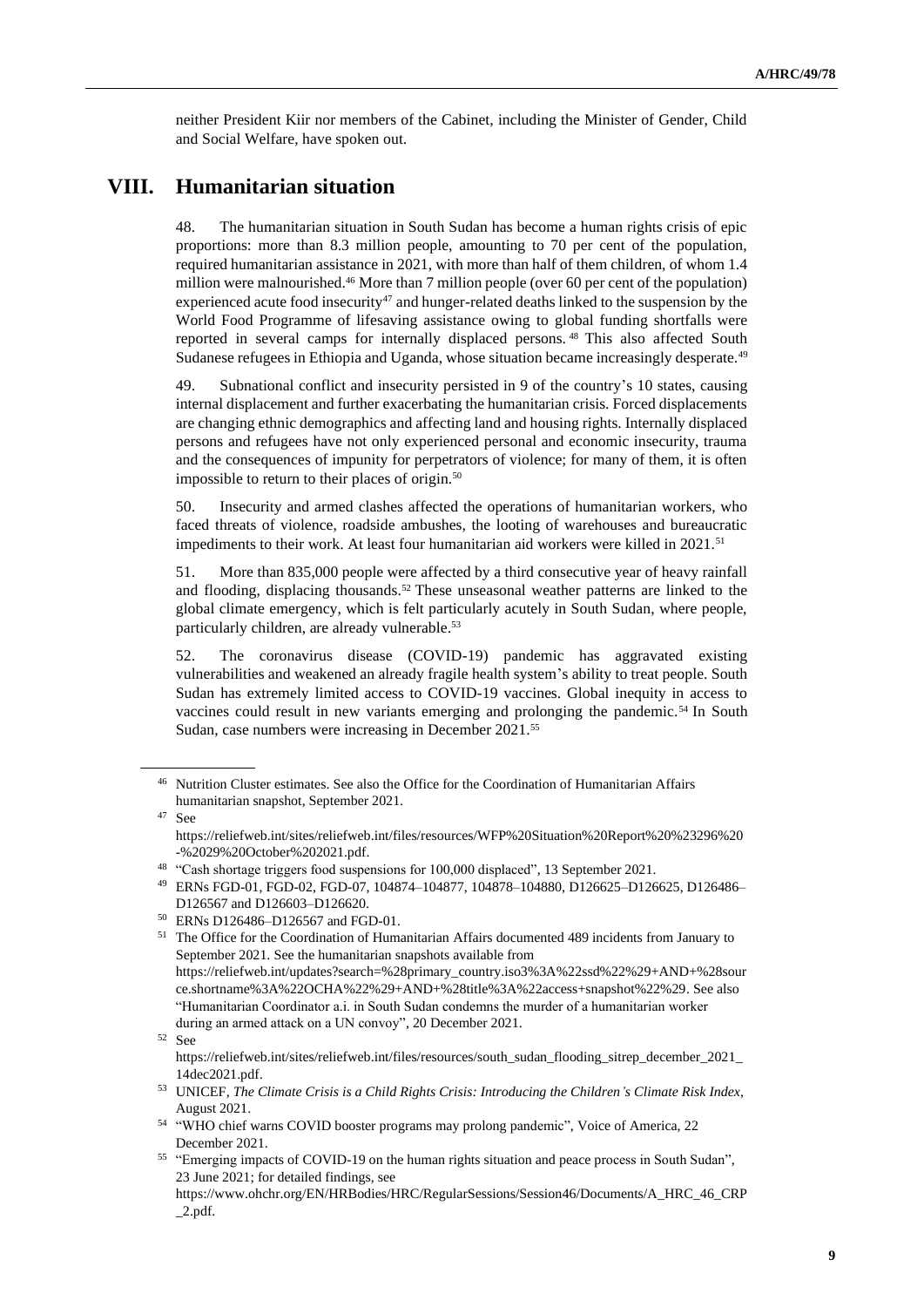neither President Kiir nor members of the Cabinet, including the Minister of Gender, Child and Social Welfare, have spoken out.

## VIII. Humanitarian situation

48. The humanitarian situation in South Sudan has become a human rights crisis of epic proportions: more than 8.3 million people, amounting to 70 per cent of the population, required humanitarian assistance in 2021, with more than half of them children, of whom 1.4 million were malnourished.[46] More than 7 million people (over 60 per cent of the population) experienced acute food insecurity[47] and hunger-related deaths linked to the suspension by the World Food Programme of lifesaving assistance owing to global funding shortfalls were reported in several camps for internally displaced persons.[48] This also affected South Sudanese refugees in Ethiopia and Uganda, whose situation became increasingly desperate.[49]

49. Subnational conflict and insecurity persisted in 9 of the country's 10 states, causing internal displacement and further exacerbating the humanitarian crisis. Forced displacements are changing ethnic demographics and affecting land and housing rights. Internally displaced persons and refugees have not only experienced personal and economic insecurity, trauma and the consequences of impunity for perpetrators of violence; for many of them, it is often impossible to return to their places of origin.[50]

50. Insecurity and armed clashes affected the operations of humanitarian workers, who faced threats of violence, roadside ambushes, the looting of warehouses and bureaucratic impediments to their work. At least four humanitarian aid workers were killed in 2021.[51]

51. More than 835,000 people were affected by a third consecutive year of heavy rainfall and flooding, displacing thousands.[52] These unseasonal weather patterns are linked to the global climate emergency, which is felt particularly acutely in South Sudan, where people, particularly children, are already vulnerable.[53]

52. The coronavirus disease (COVID-19) pandemic has aggravated existing vulnerabilities and weakened an already fragile health system's ability to treat people. South Sudan has extremely limited access to COVID-19 vaccines. Global inequity in access to vaccines could result in new variants emerging and prolonging the pandemic.[54] In South Sudan, case numbers were increasing in December 2021.[55]

---

[46] Nutrition Cluster estimates. See also the Office for the Coordination of Humanitarian Affairs humanitarian snapshot, September 2021.

[47] See https://reliefweb.int/sites/reliefweb.int/files/resources/WFP%20Situation%20Report%20%23296%20-%2029%20October%202021.pdf.

[48] "Cash shortage triggers food suspensions for 100,000 displaced", 13 September 2021.

[49] ERNs FGD-01, FGD-02, FGD-07, 104874–104877, 104878–104880, D126625–D126625, D126486–D126567 and D126603–D126620.

[50] ERNs D126486–D126567 and FGD-01.

[51] The Office for the Coordination of Humanitarian Affairs documented 489 incidents from January to September 2021. See the humanitarian snapshots available from https://reliefweb.int/updates?search=%28primary_country.iso3%3A%22ssd%22%29+AND+%28source.shortname%3A%22OCHA%22%29+AND+%28title%3A%22access+snapshot%22%29. See also "Humanitarian Coordinator a.i. in South Sudan condemns the murder of a humanitarian worker during an armed attack on a UN convoy", 20 December 2021.

[52] See https://reliefweb.int/sites/reliefweb.int/files/resources/south_sudan_flooding_sitrep_december_2021_14dec2021.pdf.

[53] UNICEF, *The Climate Crisis is a Child Rights Crisis: Introducing the Children's Climate Risk Index*, August 2021.

[54] "WHO chief warns COVID booster programs may prolong pandemic", Voice of America, 22 December 2021.

[55] "Emerging impacts of COVID-19 on the human rights situation and peace process in South Sudan", 23 June 2021; for detailed findings, see https://www.ohchr.org/EN/HRBodies/HRC/RegularSessions/Session46/Documents/A_HRC_46_CRP_2.pdf.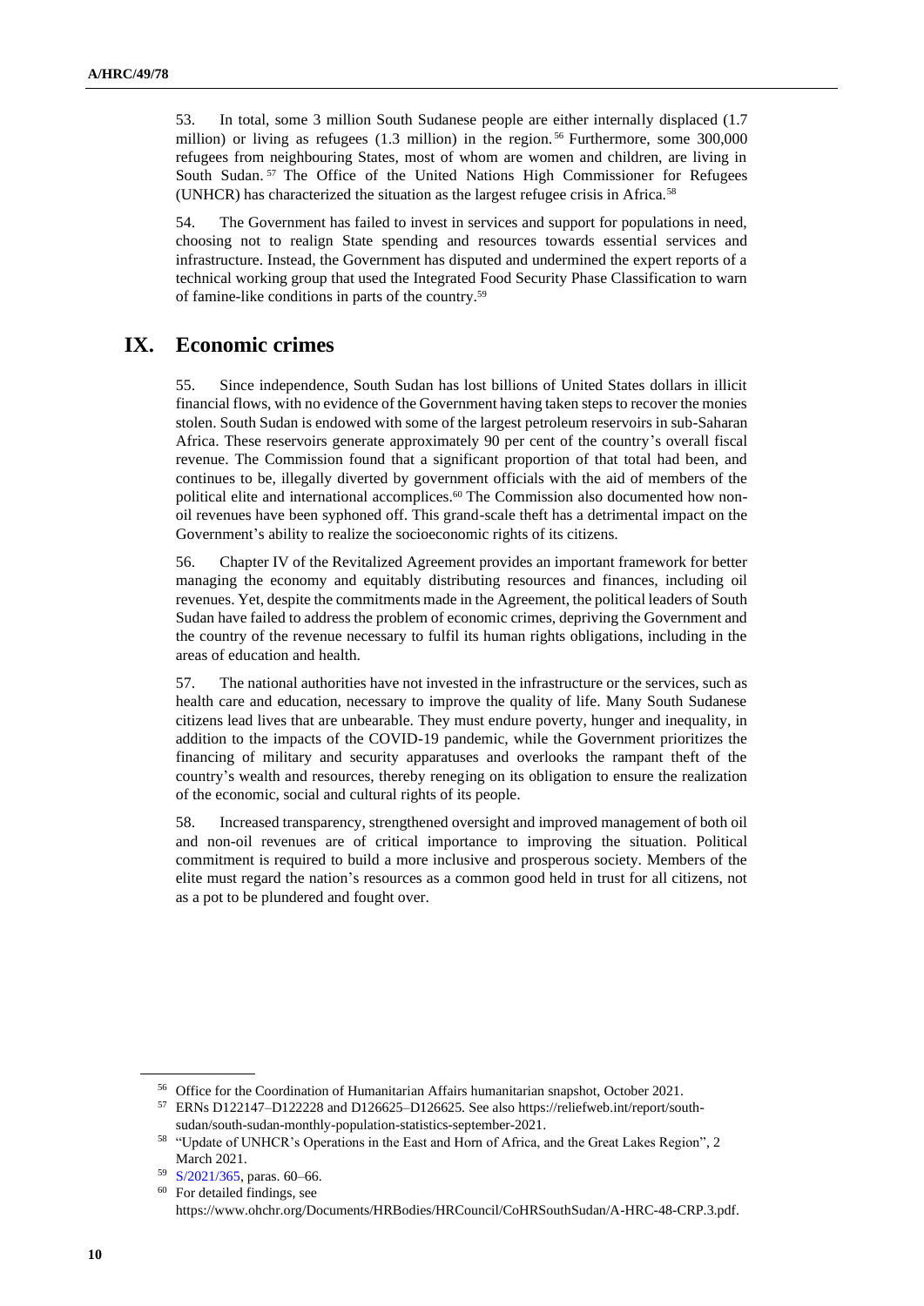53. In total, some 3 million South Sudanese people are either internally displaced (1.7 million) or living as refugees (1.3 million) in the region.[56] Furthermore, some 300,000 refugees from neighbouring States, most of whom are women and children, are living in South Sudan.[57] The Office of the United Nations High Commissioner for Refugees (UNHCR) has characterized the situation as the largest refugee crisis in Africa.[58]

54. The Government has failed to invest in services and support for populations in need, choosing not to realign State spending and resources towards essential services and infrastructure. Instead, the Government has disputed and undermined the expert reports of a technical working group that used the Integrated Food Security Phase Classification to warn of famine-like conditions in parts of the country.[59]

## IX. Economic crimes

55. Since independence, South Sudan has lost billions of United States dollars in illicit financial flows, with no evidence of the Government having taken steps to recover the monies stolen. South Sudan is endowed with some of the largest petroleum reservoirs in sub-Saharan Africa. These reservoirs generate approximately 90 per cent of the country's overall fiscal revenue. The Commission found that a significant proportion of that total had been, and continues to be, illegally diverted by government officials with the aid of members of the political elite and international accomplices.[60] The Commission also documented how non-oil revenues have been syphoned off. This grand-scale theft has a detrimental impact on the Government's ability to realize the socioeconomic rights of its citizens.

56. Chapter IV of the Revitalized Agreement provides an important framework for better managing the economy and equitably distributing resources and finances, including oil revenues. Yet, despite the commitments made in the Agreement, the political leaders of South Sudan have failed to address the problem of economic crimes, depriving the Government and the country of the revenue necessary to fulfil its human rights obligations, including in the areas of education and health.

57. The national authorities have not invested in the infrastructure or the services, such as health care and education, necessary to improve the quality of life. Many South Sudanese citizens lead lives that are unbearable. They must endure poverty, hunger and inequality, in addition to the impacts of the COVID-19 pandemic, while the Government prioritizes the financing of military and security apparatuses and overlooks the rampant theft of the country's wealth and resources, thereby reneging on its obligation to ensure the realization of the economic, social and cultural rights of its people.

58. Increased transparency, strengthened oversight and improved management of both oil and non-oil revenues are of critical importance to improving the situation. Political commitment is required to build a more inclusive and prosperous society. Members of the elite must regard the nation's resources as a common good held in trust for all citizens, not as a pot to be plundered and fought over.

---

[56] Office for the Coordination of Humanitarian Affairs humanitarian snapshot, October 2021.

[57] ERNs D122147–D122228 and D126625–D126625. See also https://reliefweb.int/report/south-sudan/south-sudan-monthly-population-statistics-september-2021.

[58] "Update of UNHCR's Operations in the East and Horn of Africa, and the Great Lakes Region", 2 March 2021.

[59] S/2021/365, paras. 60–66.

[60] For detailed findings, see https://www.ohchr.org/Documents/HRBodies/HRCouncil/CoHRSouthSudan/A-HRC-48-CRP.3.pdf.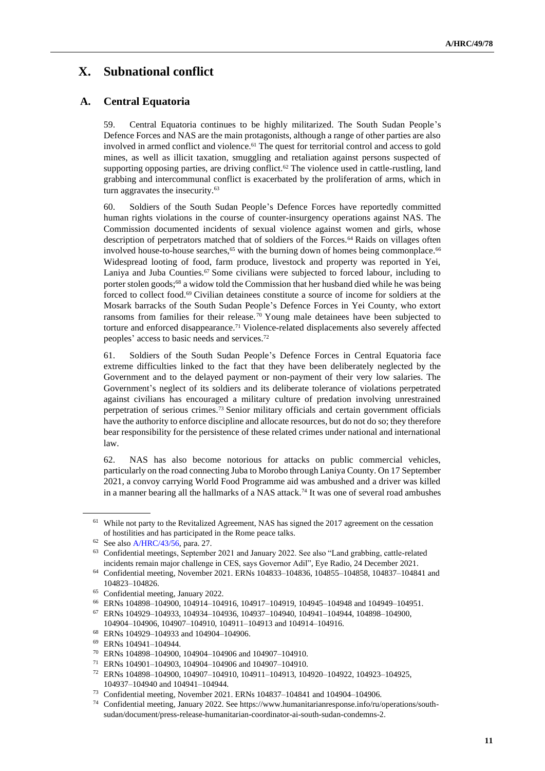# X. Subnational conflict

## A. Central Equatoria

59. Central Equatoria continues to be highly militarized. The South Sudan People's Defence Forces and NAS are the main protagonists, although a range of other parties are also involved in armed conflict and violence.[61] The quest for territorial control and access to gold mines, as well as illicit taxation, smuggling and retaliation against persons suspected of supporting opposing parties, are driving conflict.[62] The violence used in cattle-rustling, land grabbing and intercommunal conflict is exacerbated by the proliferation of arms, which in turn aggravates the insecurity.[63]

60. Soldiers of the South Sudan People's Defence Forces have reportedly committed human rights violations in the course of counter-insurgency operations against NAS. The Commission documented incidents of sexual violence against women and girls, whose description of perpetrators matched that of soldiers of the Forces.[64] Raids on villages often involved house-to-house searches,[65] with the burning down of homes being commonplace.[66] Widespread looting of food, farm produce, livestock and property was reported in Yei, Laniya and Juba Counties.[67] Some civilians were subjected to forced labour, including to porter stolen goods;[68] a widow told the Commission that her husband died while he was being forced to collect food.[69] Civilian detainees constitute a source of income for soldiers at the Mosark barracks of the South Sudan People's Defence Forces in Yei County, who extort ransoms from families for their release.[70] Young male detainees have been subjected to torture and enforced disappearance.[71] Violence-related displacements also severely affected peoples' access to basic needs and services.[72]

61. Soldiers of the South Sudan People's Defence Forces in Central Equatoria face extreme difficulties linked to the fact that they have been deliberately neglected by the Government and to the delayed payment or non-payment of their very low salaries. The Government's neglect of its soldiers and its deliberate tolerance of violations perpetrated against civilians has encouraged a military culture of predation involving unrestrained perpetration of serious crimes.[73] Senior military officials and certain government officials have the authority to enforce discipline and allocate resources, but do not do so; they therefore bear responsibility for the persistence of these related crimes under national and international law.

62. NAS has also become notorious for attacks on public commercial vehicles, particularly on the road connecting Juba to Morobo through Laniya County. On 17 September 2021, a convoy carrying World Food Programme aid was ambushed and a driver was killed in a manner bearing all the hallmarks of a NAS attack.[74] It was one of several road ambushes

---

[61] While not party to the Revitalized Agreement, NAS has signed the 2017 agreement on the cessation of hostilities and has participated in the Rome peace talks.

[62] See also A/HRC/43/56, para. 27.

[63] Confidential meetings, September 2021 and January 2022. See also "Land grabbing, cattle-related incidents remain major challenge in CES, says Governor Adil", Eye Radio, 24 December 2021.

[64] Confidential meeting, November 2021. ERNs 104833–104836, 104855–104858, 104837–104841 and 104823–104826.

[65] Confidential meeting, January 2022.

[66] ERNs 104898–104900, 104914–104916, 104917–104919, 104945–104948 and 104949–104951.

[67] ERNs 104929–104933, 104934–104936, 104937–104940, 104941–104944, 104898–104900, 104904–104906, 104907–104910, 104911–104913 and 104914–104916.

[68] ERNs 104929–104933 and 104904–104906.

[69] ERNs 104941–104944.

[70] ERNs 104898–104900, 104904–104906 and 104907–104910.

[71] ERNs 104901–104903, 104904–104906 and 104907–104910.

[72] ERNs 104898–104900, 104907–104910, 104911–104913, 104920–104922, 104923–104925, 104937–104940 and 104941–104944.

[73] Confidential meeting, November 2021. ERNs 104837–104841 and 104904–104906.

[74] Confidential meeting, January 2022. See https://www.humanitarianresponse.info/ru/operations/south-sudan/document/press-release-humanitarian-coordinator-ai-south-sudan-condemns-2.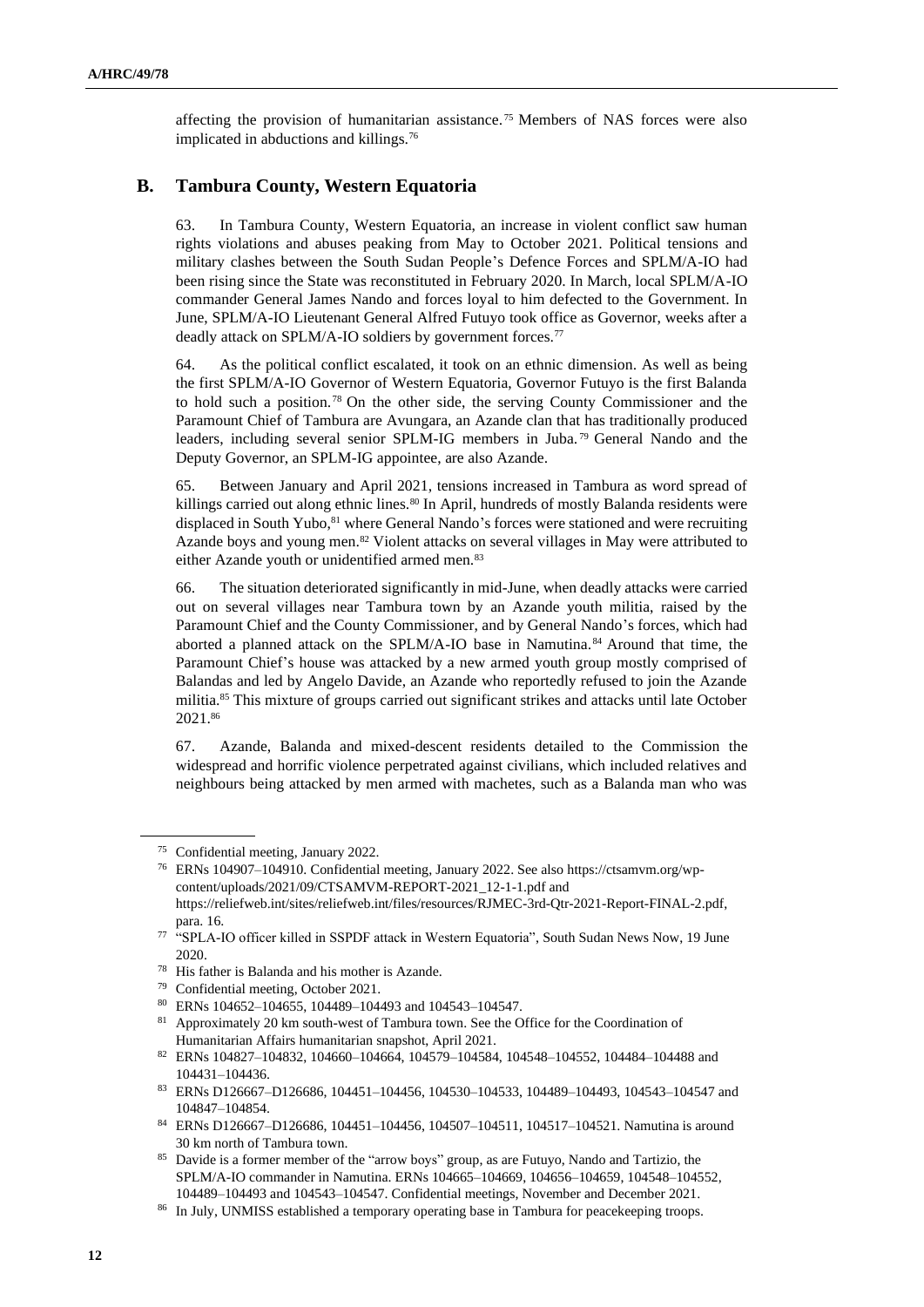affecting the provision of humanitarian assistance.[75] Members of NAS forces were also implicated in abductions and killings.[76]

## B. Tambura County, Western Equatoria

63. In Tambura County, Western Equatoria, an increase in violent conflict saw human rights violations and abuses peaking from May to October 2021. Political tensions and military clashes between the South Sudan People's Defence Forces and SPLM/A-IO had been rising since the State was reconstituted in February 2020. In March, local SPLM/A-IO commander General James Nando and forces loyal to him defected to the Government. In June, SPLM/A-IO Lieutenant General Alfred Futuyo took office as Governor, weeks after a deadly attack on SPLM/A-IO soldiers by government forces.[77]

64. As the political conflict escalated, it took on an ethnic dimension. As well as being the first SPLM/A-IO Governor of Western Equatoria, Governor Futuyo is the first Balanda to hold such a position.[78] On the other side, the serving County Commissioner and the Paramount Chief of Tambura are Avungara, an Azande clan that has traditionally produced leaders, including several senior SPLM-IG members in Juba.[79] General Nando and the Deputy Governor, an SPLM-IG appointee, are also Azande.

65. Between January and April 2021, tensions increased in Tambura as word spread of killings carried out along ethnic lines.[80] In April, hundreds of mostly Balanda residents were displaced in South Yubo,[81] where General Nando's forces were stationed and were recruiting Azande boys and young men.[82] Violent attacks on several villages in May were attributed to either Azande youth or unidentified armed men.[83]

66. The situation deteriorated significantly in mid-June, when deadly attacks were carried out on several villages near Tambura town by an Azande youth militia, raised by the Paramount Chief and the County Commissioner, and by General Nando's forces, which had aborted a planned attack on the SPLM/A-IO base in Namutina.[84] Around that time, the Paramount Chief's house was attacked by a new armed youth group mostly comprised of Balandas and led by Angelo Davide, an Azande who reportedly refused to join the Azande militia.[85] This mixture of groups carried out significant strikes and attacks until late October 2021.[86]

67. Azande, Balanda and mixed-descent residents detailed to the Commission the widespread and horrific violence perpetrated against civilians, which included relatives and neighbours being attacked by men armed with machetes, such as a Balanda man who was

---

[75] Confidential meeting, January 2022.

[76] ERNs 104907–104910. Confidential meeting, January 2022. See also https://ctsamvm.org/wp-content/uploads/2021/09/CTSAMVM-REPORT-2021_12-1-1.pdf and https://reliefweb.int/sites/reliefweb.int/files/resources/RJMEC-3rd-Qtr-2021-Report-FINAL-2.pdf, para. 16.

[77] "SPLA-IO officer killed in SSPDF attack in Western Equatoria", South Sudan News Now, 19 June 2020.

[78] His father is Balanda and his mother is Azande.

[79] Confidential meeting, October 2021.

[80] ERNs 104652–104655, 104489–104493 and 104543–104547.

[81] Approximately 20 km south-west of Tambura town. See the Office for the Coordination of Humanitarian Affairs humanitarian snapshot, April 2021.

[82] ERNs 104827–104832, 104660–104664, 104579–104584, 104548–104552, 104484–104488 and 104431–104436.

[83] ERNs D126667–D126686, 104451–104456, 104530–104533, 104489–104493, 104543–104547 and 104847–104854.

[84] ERNs D126667–D126686, 104451–104456, 104507–104511, 104517–104521. Namutina is around 30 km north of Tambura town.

[85] Davide is a former member of the "arrow boys" group, as are Futuyo, Nando and Tartizio, the SPLM/A-IO commander in Namutina. ERNs 104665–104669, 104656–104659, 104548–104552, 104489–104493 and 104543–104547. Confidential meetings, November and December 2021.

[86] In July, UNMISS established a temporary operating base in Tambura for peacekeeping troops.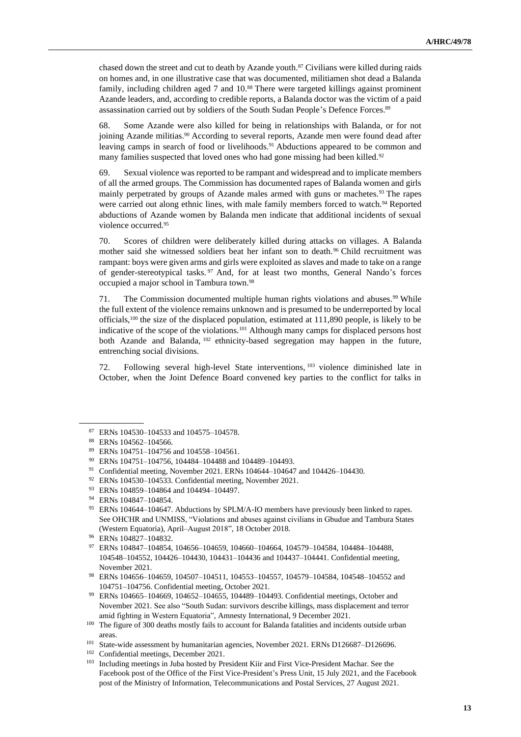chased down the street and cut to death by Azande youth.[87] Civilians were killed during raids on homes and, in one illustrative case that was documented, militiamen shot dead a Balanda family, including children aged 7 and 10.[88] There were targeted killings against prominent Azande leaders, and, according to credible reports, a Balanda doctor was the victim of a paid assassination carried out by soldiers of the South Sudan People's Defence Forces.[89]

68. Some Azande were also killed for being in relationships with Balanda, or for not joining Azande militias.[90] According to several reports, Azande men were found dead after leaving camps in search of food or livelihoods.[91] Abductions appeared to be common and many families suspected that loved ones who had gone missing had been killed.[92]

69. Sexual violence was reported to be rampant and widespread and to implicate members of all the armed groups. The Commission has documented rapes of Balanda women and girls mainly perpetrated by groups of Azande males armed with guns or machetes.[93] The rapes were carried out along ethnic lines, with male family members forced to watch.[94] Reported abductions of Azande women by Balanda men indicate that additional incidents of sexual violence occurred.[95]

70. Scores of children were deliberately killed during attacks on villages. A Balanda mother said she witnessed soldiers beat her infant son to death.[96] Child recruitment was rampant: boys were given arms and girls were exploited as slaves and made to take on a range of gender-stereotypical tasks.[97] And, for at least two months, General Nando's forces occupied a major school in Tambura town.[98]

71. The Commission documented multiple human rights violations and abuses.[99] While the full extent of the violence remains unknown and is presumed to be underreported by local officials,[100] the size of the displaced population, estimated at 111,890 people, is likely to be indicative of the scope of the violations.[101] Although many camps for displaced persons host both Azande and Balanda,[102] ethnicity-based segregation may happen in the future, entrenching social divisions.

72. Following several high-level State interventions,[103] violence diminished late in October, when the Joint Defence Board convened key parties to the conflict for talks in

---

[87] ERNs 104530–104533 and 104575–104578.

[88] ERNs 104562–104566.

[89] ERNs 104751–104756 and 104558–104561.

[90] ERNs 104751–104756, 104484–104488 and 104489–104493.

[91] Confidential meeting, November 2021. ERNs 104644–104647 and 104426–104430.

[92] ERNs 104530–104533. Confidential meeting, November 2021.

[93] ERNs 104859–104864 and 104494–104497.

[94] ERNs 104847–104854.

[95] ERNs 104644–104647. Abductions by SPLM/A-IO members have previously been linked to rapes. See OHCHR and UNMISS, "Violations and abuses against civilians in Gbudue and Tambura States (Western Equatoria), April–August 2018", 18 October 2018.

[96] ERNs 104827–104832.

[97] ERNs 104847–104854, 104656–104659, 104660–104664, 104579–104584, 104484–104488, 104548–104552, 104426–104430, 104431–104436 and 104437–104441. Confidential meeting, November 2021.

[98] ERNs 104656–104659, 104507–104511, 104553–104557, 104579–104584, 104548–104552 and 104751–104756. Confidential meeting, October 2021.

[99] ERNs 104665–104669, 104652–104655, 104489–104493. Confidential meetings, October and November 2021. See also "South Sudan: survivors describe killings, mass displacement and terror amid fighting in Western Equatoria", Amnesty International, 9 December 2021.

[100] The figure of 300 deaths mostly fails to account for Balanda fatalities and incidents outside urban areas.

[101] State-wide assessment by humanitarian agencies, November 2021. ERNs D126687–D126696.

[102] Confidential meetings, December 2021.

[103] Including meetings in Juba hosted by President Kiir and First Vice-President Machar. See the Facebook post of the Office of the First Vice-President's Press Unit, 15 July 2021, and the Facebook post of the Ministry of Information, Telecommunications and Postal Services, 27 August 2021.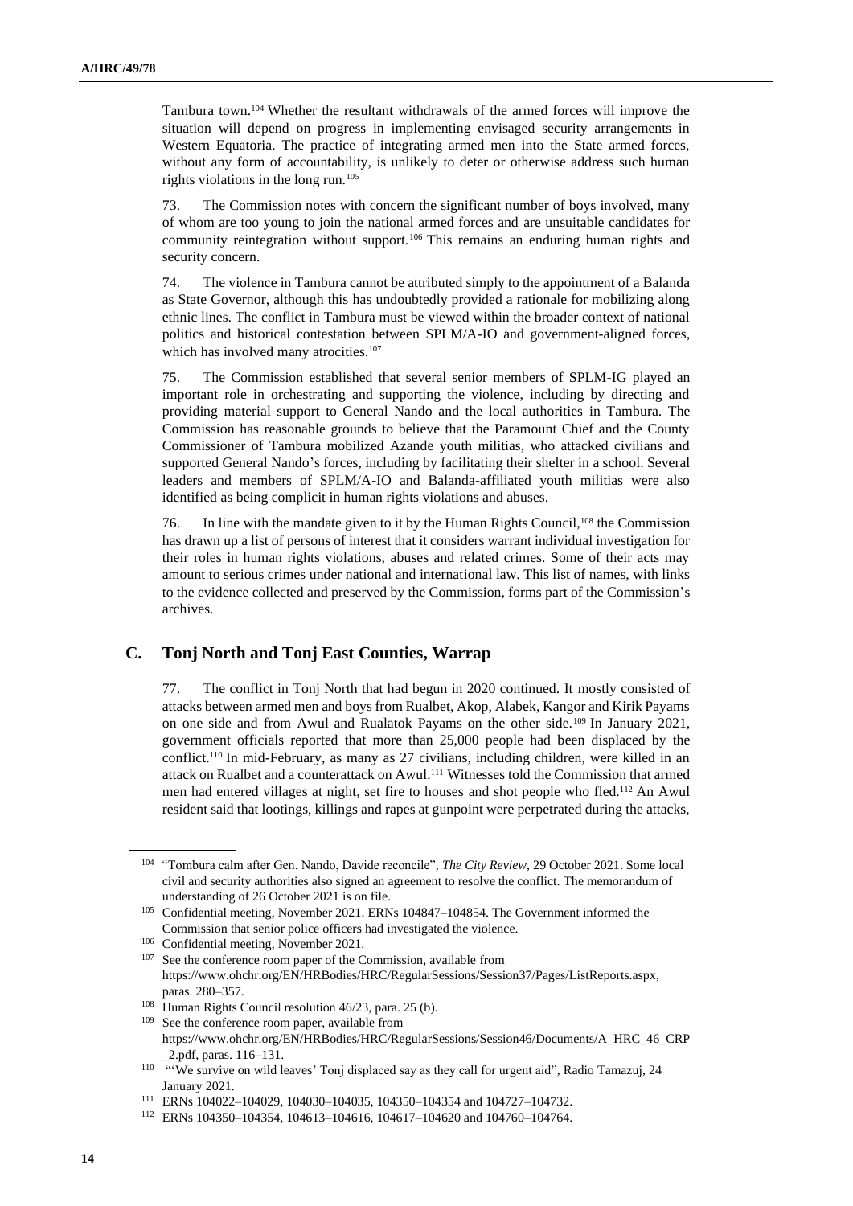Tambura town.[104] Whether the resultant withdrawals of the armed forces will improve the situation will depend on progress in implementing envisaged security arrangements in Western Equatoria. The practice of integrating armed men into the State armed forces, without any form of accountability, is unlikely to deter or otherwise address such human rights violations in the long run.[105]

73. The Commission notes with concern the significant number of boys involved, many of whom are too young to join the national armed forces and are unsuitable candidates for community reintegration without support.[106] This remains an enduring human rights and security concern.

74. The violence in Tambura cannot be attributed simply to the appointment of a Balanda as State Governor, although this has undoubtedly provided a rationale for mobilizing along ethnic lines. The conflict in Tambura must be viewed within the broader context of national politics and historical contestation between SPLM/A-IO and government-aligned forces, which has involved many atrocities.[107]

75. The Commission established that several senior members of SPLM-IG played an important role in orchestrating and supporting the violence, including by directing and providing material support to General Nando and the local authorities in Tambura. The Commission has reasonable grounds to believe that the Paramount Chief and the County Commissioner of Tambura mobilized Azande youth militias, who attacked civilians and supported General Nando's forces, including by facilitating their shelter in a school. Several leaders and members of SPLM/A-IO and Balanda-affiliated youth militias were also identified as being complicit in human rights violations and abuses.

76. In line with the mandate given to it by the Human Rights Council,[108] the Commission has drawn up a list of persons of interest that it considers warrant individual investigation for their roles in human rights violations, abuses and related crimes. Some of their acts may amount to serious crimes under national and international law. This list of names, with links to the evidence collected and preserved by the Commission, forms part of the Commission's archives.

## C. Tonj North and Tonj East Counties, Warrap

77. The conflict in Tonj North that had begun in 2020 continued. It mostly consisted of attacks between armed men and boys from Rualbet, Akop, Alabek, Kangor and Kirik Payams on one side and from Awul and Rualatok Payams on the other side.[109] In January 2021, government officials reported that more than 25,000 people had been displaced by the conflict.[110] In mid-February, as many as 27 civilians, including children, were killed in an attack on Rualbet and a counterattack on Awul.[111] Witnesses told the Commission that armed men had entered villages at night, set fire to houses and shot people who fled.[112] An Awul resident said that lootings, killings and rapes at gunpoint were perpetrated during the attacks,

---

[104] "Tombura calm after Gen. Nando, Davide reconcile", *The City Review*, 29 October 2021. Some local civil and security authorities also signed an agreement to resolve the conflict. The memorandum of understanding of 26 October 2021 is on file.

[105] Confidential meeting, November 2021. ERNs 104847–104854. The Government informed the Commission that senior police officers had investigated the violence.

[106] Confidential meeting, November 2021.

[107] See the conference room paper of the Commission, available from https://www.ohchr.org/EN/HRBodies/HRC/RegularSessions/Session37/Pages/ListReports.aspx, paras. 280–357.

[108] Human Rights Council resolution 46/23, para. 25 (b).

[109] See the conference room paper, available from https://www.ohchr.org/EN/HRBodies/HRC/RegularSessions/Session46/Documents/A_HRC_46_CRP_2.pdf, paras. 116–131.

[110] "'We survive on wild leaves' Tonj displaced say as they call for urgent aid", Radio Tamazuj, 24 January 2021.

[111] ERNs 104022–104029, 104030–104035, 104350–104354 and 104727–104732.

[112] ERNs 104350–104354, 104613–104616, 104617–104620 and 104760–104764.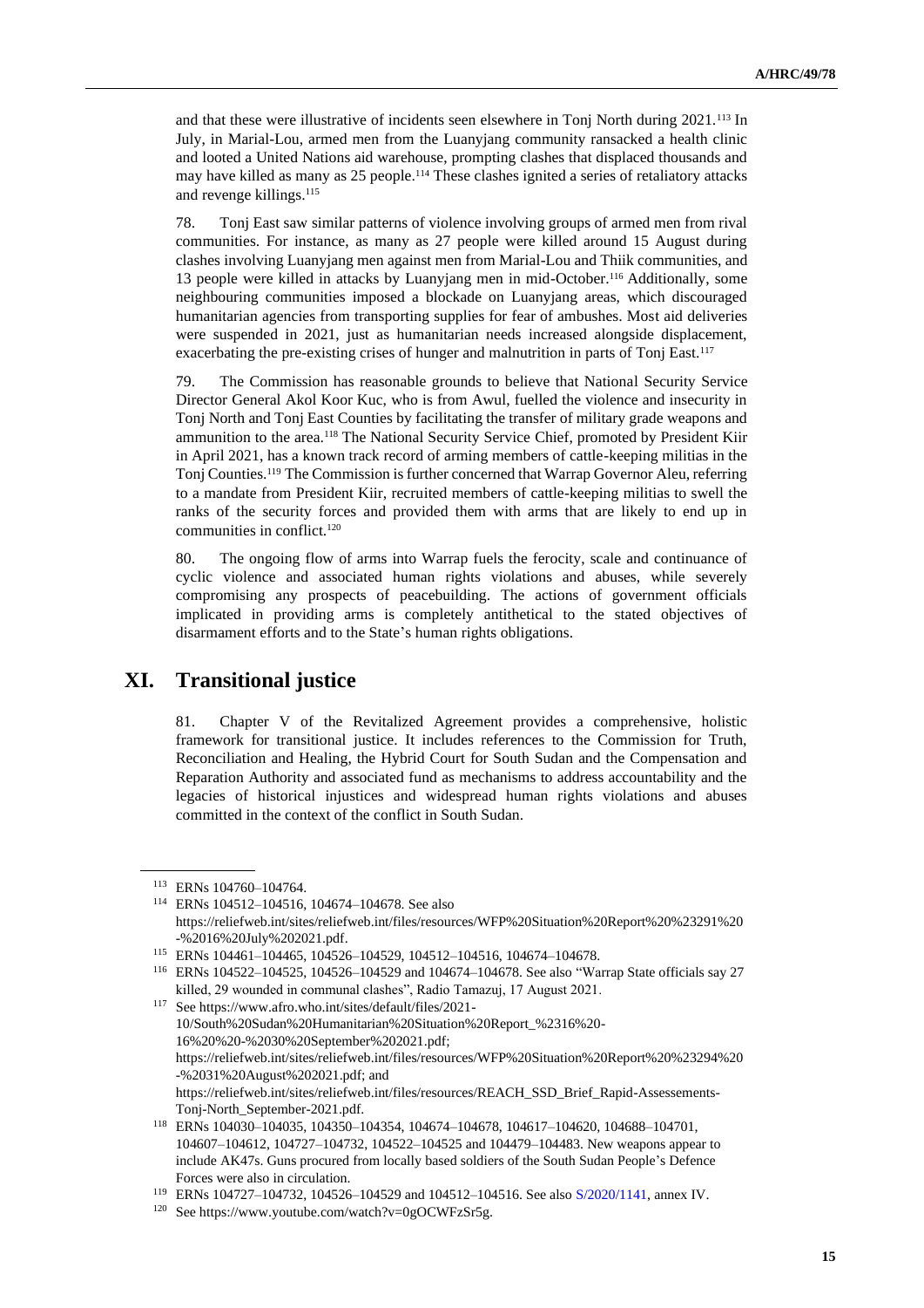and that these were illustrative of incidents seen elsewhere in Tonj North during 2021.[113] In July, in Marial-Lou, armed men from the Luanyjang community ransacked a health clinic and looted a United Nations aid warehouse, prompting clashes that displaced thousands and may have killed as many as 25 people.[114] These clashes ignited a series of retaliatory attacks and revenge killings.[115]

78. Tonj East saw similar patterns of violence involving groups of armed men from rival communities. For instance, as many as 27 people were killed around 15 August during clashes involving Luanyjang men against men from Marial-Lou and Thiik communities, and 13 people were killed in attacks by Luanyjang men in mid-October.[116] Additionally, some neighbouring communities imposed a blockade on Luanyjang areas, which discouraged humanitarian agencies from transporting supplies for fear of ambushes. Most aid deliveries were suspended in 2021, just as humanitarian needs increased alongside displacement, exacerbating the pre-existing crises of hunger and malnutrition in parts of Tonj East.[117]

79. The Commission has reasonable grounds to believe that National Security Service Director General Akol Koor Kuc, who is from Awul, fuelled the violence and insecurity in Tonj North and Tonj East Counties by facilitating the transfer of military grade weapons and ammunition to the area.[118] The National Security Service Chief, promoted by President Kiir in April 2021, has a known track record of arming members of cattle-keeping militias in the Tonj Counties.[119] The Commission is further concerned that Warrap Governor Aleu, referring to a mandate from President Kiir, recruited members of cattle-keeping militias to swell the ranks of the security forces and provided them with arms that are likely to end up in communities in conflict.[120]

80. The ongoing flow of arms into Warrap fuels the ferocity, scale and continuance of cyclic violence and associated human rights violations and abuses, while severely compromising any prospects of peacebuilding. The actions of government officials implicated in providing arms is completely antithetical to the stated objectives of disarmament efforts and to the State's human rights obligations.

# XI. Transitional justice

81. Chapter V of the Revitalized Agreement provides a comprehensive, holistic framework for transitional justice. It includes references to the Commission for Truth, Reconciliation and Healing, the Hybrid Court for South Sudan and the Compensation and Reparation Authority and associated fund as mechanisms to address accountability and the legacies of historical injustices and widespread human rights violations and abuses committed in the context of the conflict in South Sudan.

---

[113] ERNs 104760–104764.

[114] ERNs 104512–104516, 104674–104678. See also https://reliefweb.int/sites/reliefweb.int/files/resources/WFP%20Situation%20Report%20%23291%20-%2016%20July%202021.pdf.

[115] ERNs 104461–104465, 104526–104529, 104512–104516, 104674–104678.

[116] ERNs 104522–104525, 104526–104529 and 104674–104678. See also "Warrap State officials say 27 killed, 29 wounded in communal clashes", Radio Tamazuj, 17 August 2021.

[117] See https://www.afro.who.int/sites/default/files/2021-10/South%20Sudan%20Humanitarian%20Situation%20Report_%2316%20-16%20%20-%2030%20September%202021.pdf; https://reliefweb.int/sites/reliefweb.int/files/resources/WFP%20Situation%20Report%20%23294%20-%2031%20August%202021.pdf; and https://reliefweb.int/sites/reliefweb.int/files/resources/REACH_SSD_Brief_Rapid-Assessements-Tonj-North_September-2021.pdf.

[118] ERNs 104030–104035, 104350–104354, 104674–104678, 104617–104620, 104688–104701, 104607–104612, 104727–104732, 104522–104525 and 104479–104483. New weapons appear to include AK47s. Guns procured from locally based soldiers of the South Sudan People's Defence Forces were also in circulation.

[119] ERNs 104727–104732, 104526–104529 and 104512–104516. See also S/2020/1141, annex IV.

[120] See https://www.youtube.com/watch?v=0gOCWFzSr5g.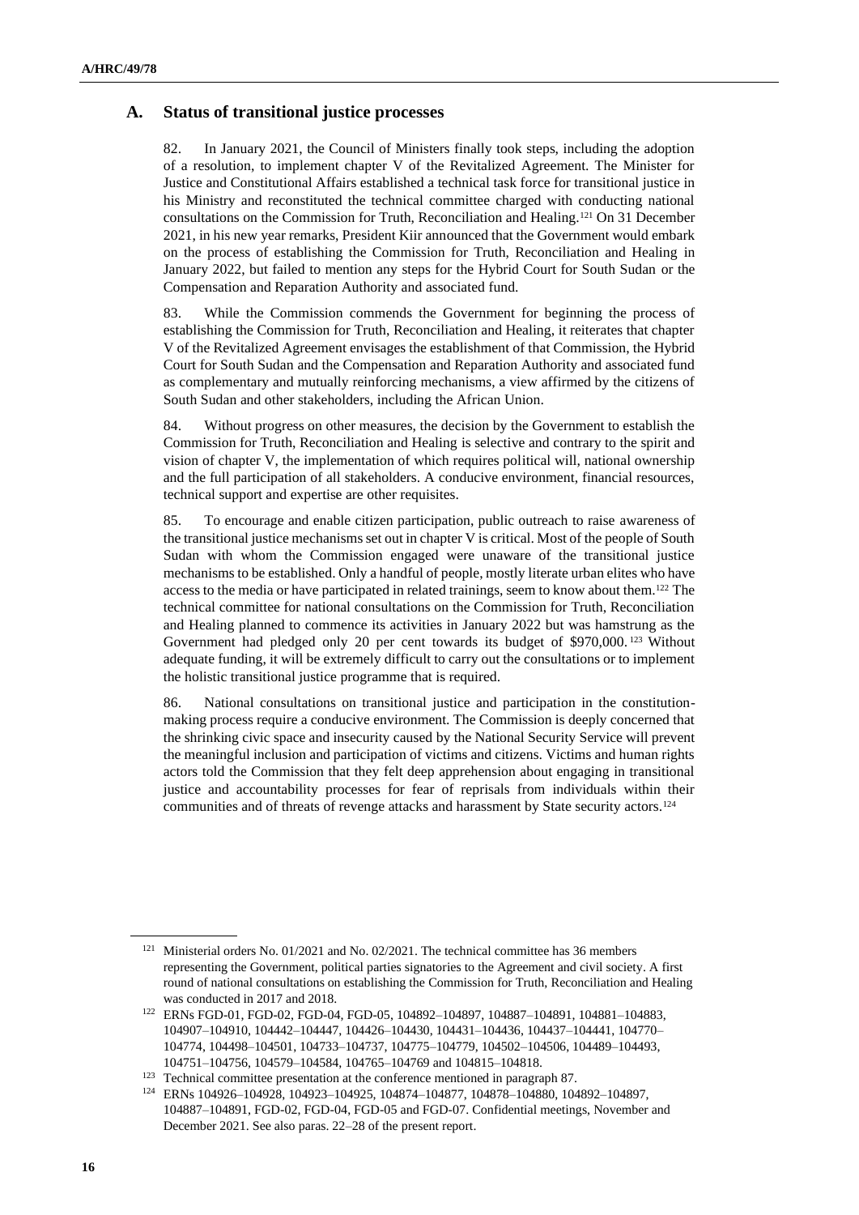## A. Status of transitional justice processes

82. In January 2021, the Council of Ministers finally took steps, including the adoption of a resolution, to implement chapter V of the Revitalized Agreement. The Minister for Justice and Constitutional Affairs established a technical task force for transitional justice in his Ministry and reconstituted the technical committee charged with conducting national consultations on the Commission for Truth, Reconciliation and Healing.[121] On 31 December 2021, in his new year remarks, President Kiir announced that the Government would embark on the process of establishing the Commission for Truth, Reconciliation and Healing in January 2022, but failed to mention any steps for the Hybrid Court for South Sudan or the Compensation and Reparation Authority and associated fund.

83. While the Commission commends the Government for beginning the process of establishing the Commission for Truth, Reconciliation and Healing, it reiterates that chapter V of the Revitalized Agreement envisages the establishment of that Commission, the Hybrid Court for South Sudan and the Compensation and Reparation Authority and associated fund as complementary and mutually reinforcing mechanisms, a view affirmed by the citizens of South Sudan and other stakeholders, including the African Union.

84. Without progress on other measures, the decision by the Government to establish the Commission for Truth, Reconciliation and Healing is selective and contrary to the spirit and vision of chapter V, the implementation of which requires political will, national ownership and the full participation of all stakeholders. A conducive environment, financial resources, technical support and expertise are other requisites.

85. To encourage and enable citizen participation, public outreach to raise awareness of the transitional justice mechanisms set out in chapter V is critical. Most of the people of South Sudan with whom the Commission engaged were unaware of the transitional justice mechanisms to be established. Only a handful of people, mostly literate urban elites who have access to the media or have participated in related trainings, seem to know about them.[122] The technical committee for national consultations on the Commission for Truth, Reconciliation and Healing planned to commence its activities in January 2022 but was hamstrung as the Government had pledged only 20 per cent towards its budget of $970,000.[123] Without adequate funding, it will be extremely difficult to carry out the consultations or to implement the holistic transitional justice programme that is required.

86. National consultations on transitional justice and participation in the constitution-making process require a conducive environment. The Commission is deeply concerned that the shrinking civic space and insecurity caused by the National Security Service will prevent the meaningful inclusion and participation of victims and citizens. Victims and human rights actors told the Commission that they felt deep apprehension about engaging in transitional justice and accountability processes for fear of reprisals from individuals within their communities and of threats of revenge attacks and harassment by State security actors.[124]

---

[121] Ministerial orders No. 01/2021 and No. 02/2021. The technical committee has 36 members representing the Government, political parties signatories to the Agreement and civil society. A first round of national consultations on establishing the Commission for Truth, Reconciliation and Healing was conducted in 2017 and 2018.

[122] ERNs FGD-01, FGD-02, FGD-04, FGD-05, 104892–104897, 104887–104891, 104881–104883, 104907–104910, 104442–104447, 104426–104430, 104431–104436, 104437–104441, 104770–104774, 104498–104501, 104733–104737, 104775–104779, 104502–104506, 104489–104493, 104751–104756, 104579–104584, 104765–104769 and 104815–104818.

[123] Technical committee presentation at the conference mentioned in paragraph 87.

[124] ERNs 104926–104928, 104923–104925, 104874–104877, 104878–104880, 104892–104897, 104887–104891, FGD-02, FGD-04, FGD-05 and FGD-07. Confidential meetings, November and December 2021. See also paras. 22–28 of the present report.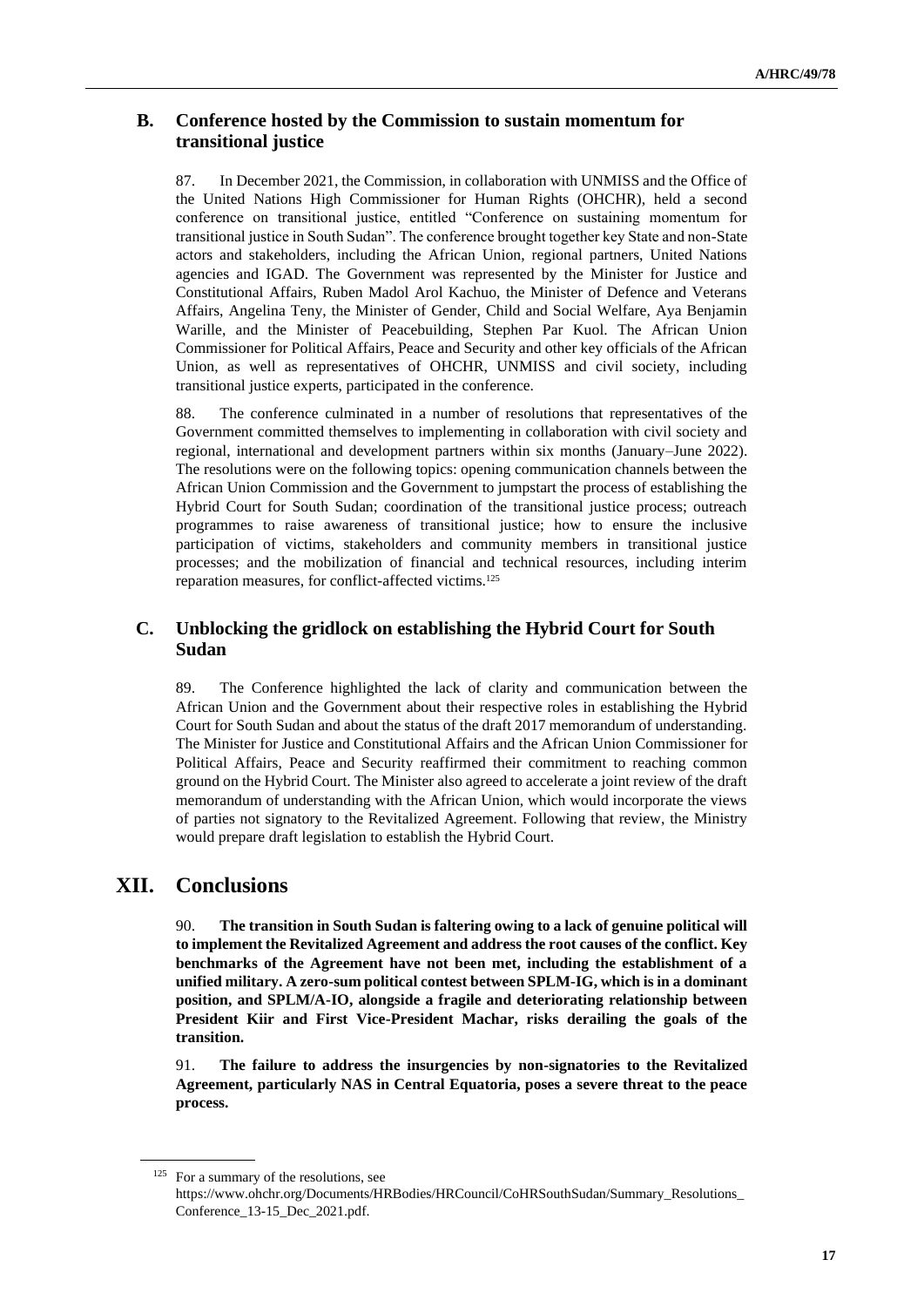## B. Conference hosted by the Commission to sustain momentum for transitional justice

87. In December 2021, the Commission, in collaboration with UNMISS and the Office of the United Nations High Commissioner for Human Rights (OHCHR), held a second conference on transitional justice, entitled "Conference on sustaining momentum for transitional justice in South Sudan". The conference brought together key State and non-State actors and stakeholders, including the African Union, regional partners, United Nations agencies and IGAD. The Government was represented by the Minister for Justice and Constitutional Affairs, Ruben Madol Arol Kachuo, the Minister of Defence and Veterans Affairs, Angelina Teny, the Minister of Gender, Child and Social Welfare, Aya Benjamin Warille, and the Minister of Peacebuilding, Stephen Par Kuol. The African Union Commissioner for Political Affairs, Peace and Security and other key officials of the African Union, as well as representatives of OHCHR, UNMISS and civil society, including transitional justice experts, participated in the conference.

88. The conference culminated in a number of resolutions that representatives of the Government committed themselves to implementing in collaboration with civil society and regional, international and development partners within six months (January–June 2022). The resolutions were on the following topics: opening communication channels between the African Union Commission and the Government to jumpstart the process of establishing the Hybrid Court for South Sudan; coordination of the transitional justice process; outreach programmes to raise awareness of transitional justice; how to ensure the inclusive participation of victims, stakeholders and community members in transitional justice processes; and the mobilization of financial and technical resources, including interim reparation measures, for conflict-affected victims.[125]

## C. Unblocking the gridlock on establishing the Hybrid Court for South Sudan

89. The Conference highlighted the lack of clarity and communication between the African Union and the Government about their respective roles in establishing the Hybrid Court for South Sudan and about the status of the draft 2017 memorandum of understanding. The Minister for Justice and Constitutional Affairs and the African Union Commissioner for Political Affairs, Peace and Security reaffirmed their commitment to reaching common ground on the Hybrid Court. The Minister also agreed to accelerate a joint review of the draft memorandum of understanding with the African Union, which would incorporate the views of parties not signatory to the Revitalized Agreement. Following that review, the Ministry would prepare draft legislation to establish the Hybrid Court.

# XII. Conclusions

90. **The transition in South Sudan is faltering owing to a lack of genuine political will to implement the Revitalized Agreement and address the root causes of the conflict. Key benchmarks of the Agreement have not been met, including the establishment of a unified military. A zero-sum political contest between SPLM-IG, which is in a dominant position, and SPLM/A-IO, alongside a fragile and deteriorating relationship between President Kiir and First Vice-President Machar, risks derailing the goals of the transition.**

91. **The failure to address the insurgencies by non-signatories to the Revitalized Agreement, particularly NAS in Central Equatoria, poses a severe threat to the peace process.**

---

[125] For a summary of the resolutions, see https://www.ohchr.org/Documents/HRBodies/HRCouncil/CoHRSouthSudan/Summary_Resolutions_Conference_13-15_Dec_2021.pdf.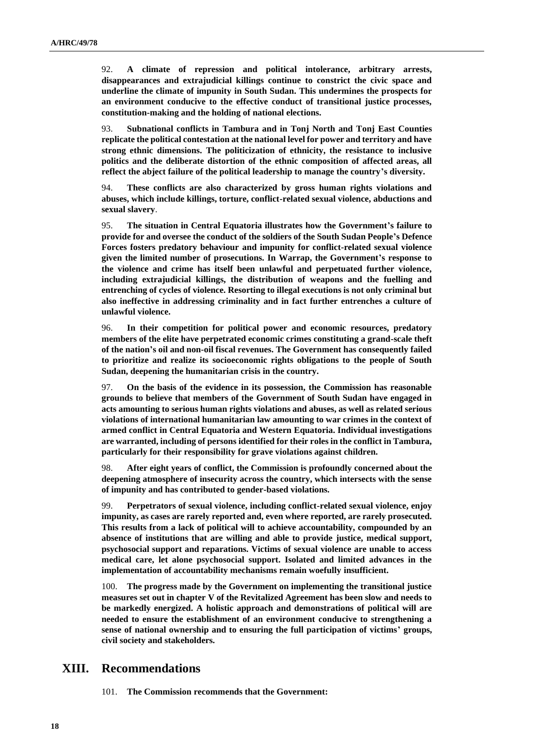92. **A climate of repression and political intolerance, arbitrary arrests, disappearances and extrajudicial killings continue to constrict the civic space and underline the climate of impunity in South Sudan. This undermines the prospects for an environment conducive to the effective conduct of transitional justice processes, constitution-making and the holding of national elections.**

93. **Subnational conflicts in Tambura and in Tonj North and Tonj East Counties replicate the political contestation at the national level for power and territory and have strong ethnic dimensions. The politicization of ethnicity, the resistance to inclusive politics and the deliberate distortion of the ethnic composition of affected areas, all reflect the abject failure of the political leadership to manage the country's diversity.**

94. **These conflicts are also characterized by gross human rights violations and abuses, which include killings, torture, conflict-related sexual violence, abductions and sexual slavery**.

95. **The situation in Central Equatoria illustrates how the Government's failure to provide for and oversee the conduct of the soldiers of the South Sudan People's Defence Forces fosters predatory behaviour and impunity for conflict-related sexual violence given the limited number of prosecutions. In Warrap, the Government's response to the violence and crime has itself been unlawful and perpetuated further violence, including extrajudicial killings, the distribution of weapons and the fuelling and entrenching of cycles of violence. Resorting to illegal executions is not only criminal but also ineffective in addressing criminality and in fact further entrenches a culture of unlawful violence.**

96. **In their competition for political power and economic resources, predatory members of the elite have perpetrated economic crimes constituting a grand-scale theft of the nation's oil and non-oil fiscal revenues. The Government has consequently failed to prioritize and realize its socioeconomic rights obligations to the people of South Sudan, deepening the humanitarian crisis in the country.**

97. **On the basis of the evidence in its possession, the Commission has reasonable grounds to believe that members of the Government of South Sudan have engaged in acts amounting to serious human rights violations and abuses, as well as related serious violations of international humanitarian law amounting to war crimes in the context of armed conflict in Central Equatoria and Western Equatoria. Individual investigations are warranted, including of persons identified for their roles in the conflict in Tambura, particularly for their responsibility for grave violations against children.**

98. **After eight years of conflict, the Commission is profoundly concerned about the deepening atmosphere of insecurity across the country, which intersects with the sense of impunity and has contributed to gender-based violations.**

99. **Perpetrators of sexual violence, including conflict-related sexual violence, enjoy impunity, as cases are rarely reported and, even where reported, are rarely prosecuted. This results from a lack of political will to achieve accountability, compounded by an absence of institutions that are willing and able to provide justice, medical support, psychosocial support and reparations. Victims of sexual violence are unable to access medical care, let alone psychosocial support. Isolated and limited advances in the implementation of accountability mechanisms remain woefully insufficient.**

100. **The progress made by the Government on implementing the transitional justice measures set out in chapter V of the Revitalized Agreement has been slow and needs to be markedly energized. A holistic approach and demonstrations of political will are needed to ensure the establishment of an environment conducive to strengthening a sense of national ownership and to ensuring the full participation of victims' groups, civil society and stakeholders.**

## XIII. Recommendations

101. **The Commission recommends that the Government:**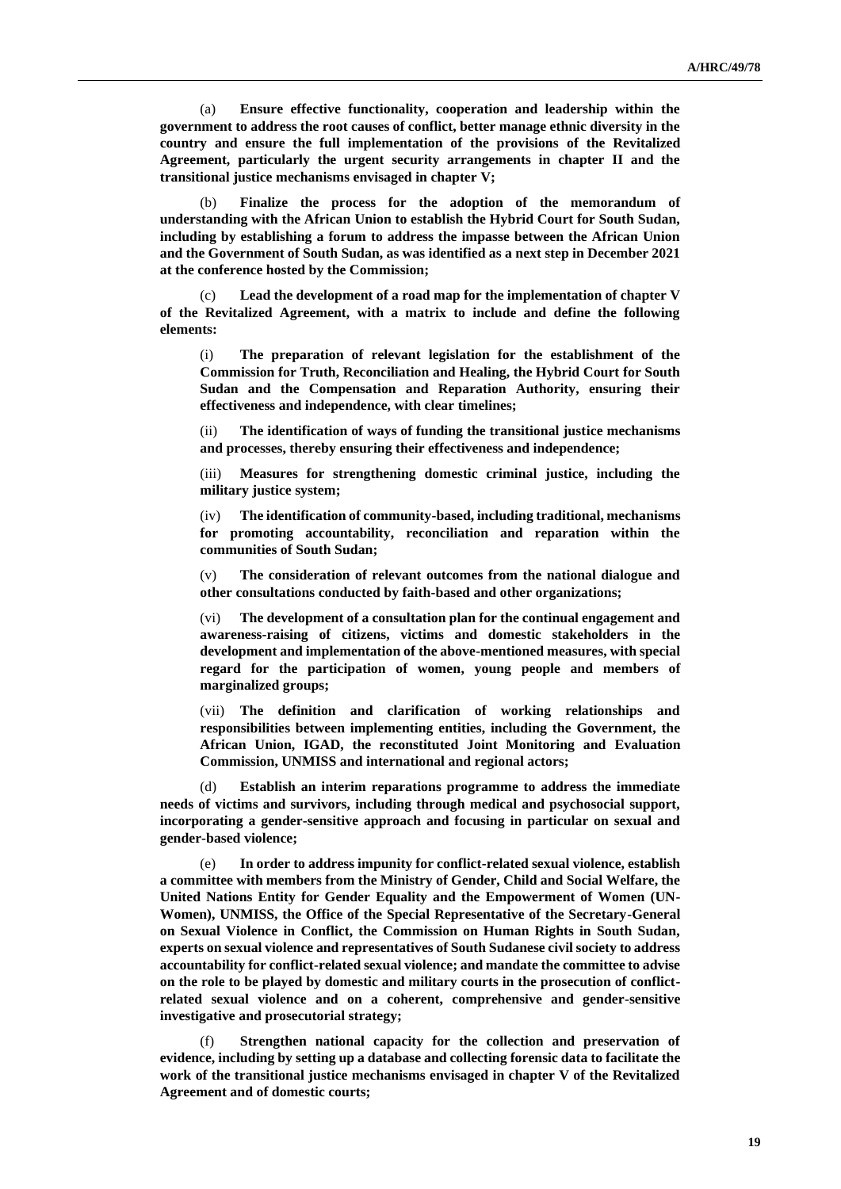(a) **Ensure effective functionality, cooperation and leadership within the government to address the root causes of conflict, better manage ethnic diversity in the country and ensure the full implementation of the provisions of the Revitalized Agreement, particularly the urgent security arrangements in chapter II and the transitional justice mechanisms envisaged in chapter V;**

(b) **Finalize the process for the adoption of the memorandum of understanding with the African Union to establish the Hybrid Court for South Sudan, including by establishing a forum to address the impasse between the African Union and the Government of South Sudan, as was identified as a next step in December 2021 at the conference hosted by the Commission;**

(c) **Lead the development of a road map for the implementation of chapter V of the Revitalized Agreement, with a matrix to include and define the following elements:**

(i) **The preparation of relevant legislation for the establishment of the Commission for Truth, Reconciliation and Healing, the Hybrid Court for South Sudan and the Compensation and Reparation Authority, ensuring their effectiveness and independence, with clear timelines;**

(ii) **The identification of ways of funding the transitional justice mechanisms and processes, thereby ensuring their effectiveness and independence;**

(iii) **Measures for strengthening domestic criminal justice, including the military justice system;**

(iv) **The identification of community-based, including traditional, mechanisms for promoting accountability, reconciliation and reparation within the communities of South Sudan;**

(v) **The consideration of relevant outcomes from the national dialogue and other consultations conducted by faith-based and other organizations;**

(vi) **The development of a consultation plan for the continual engagement and awareness-raising of citizens, victims and domestic stakeholders in the development and implementation of the above-mentioned measures, with special regard for the participation of women, young people and members of marginalized groups;**

(vii) **The definition and clarification of working relationships and responsibilities between implementing entities, including the Government, the African Union, IGAD, the reconstituted Joint Monitoring and Evaluation Commission, UNMISS and international and regional actors;**

(d) **Establish an interim reparations programme to address the immediate needs of victims and survivors, including through medical and psychosocial support, incorporating a gender-sensitive approach and focusing in particular on sexual and gender-based violence;**

(e) **In order to address impunity for conflict-related sexual violence, establish a committee with members from the Ministry of Gender, Child and Social Welfare, the United Nations Entity for Gender Equality and the Empowerment of Women (UN-Women), UNMISS, the Office of the Special Representative of the Secretary-General on Sexual Violence in Conflict, the Commission on Human Rights in South Sudan, experts on sexual violence and representatives of South Sudanese civil society to address accountability for conflict-related sexual violence; and mandate the committee to advise on the role to be played by domestic and military courts in the prosecution of conflict-related sexual violence and on a coherent, comprehensive and gender-sensitive investigative and prosecutorial strategy;**

(f) **Strengthen national capacity for the collection and preservation of evidence, including by setting up a database and collecting forensic data to facilitate the work of the transitional justice mechanisms envisaged in chapter V of the Revitalized Agreement and of domestic courts;**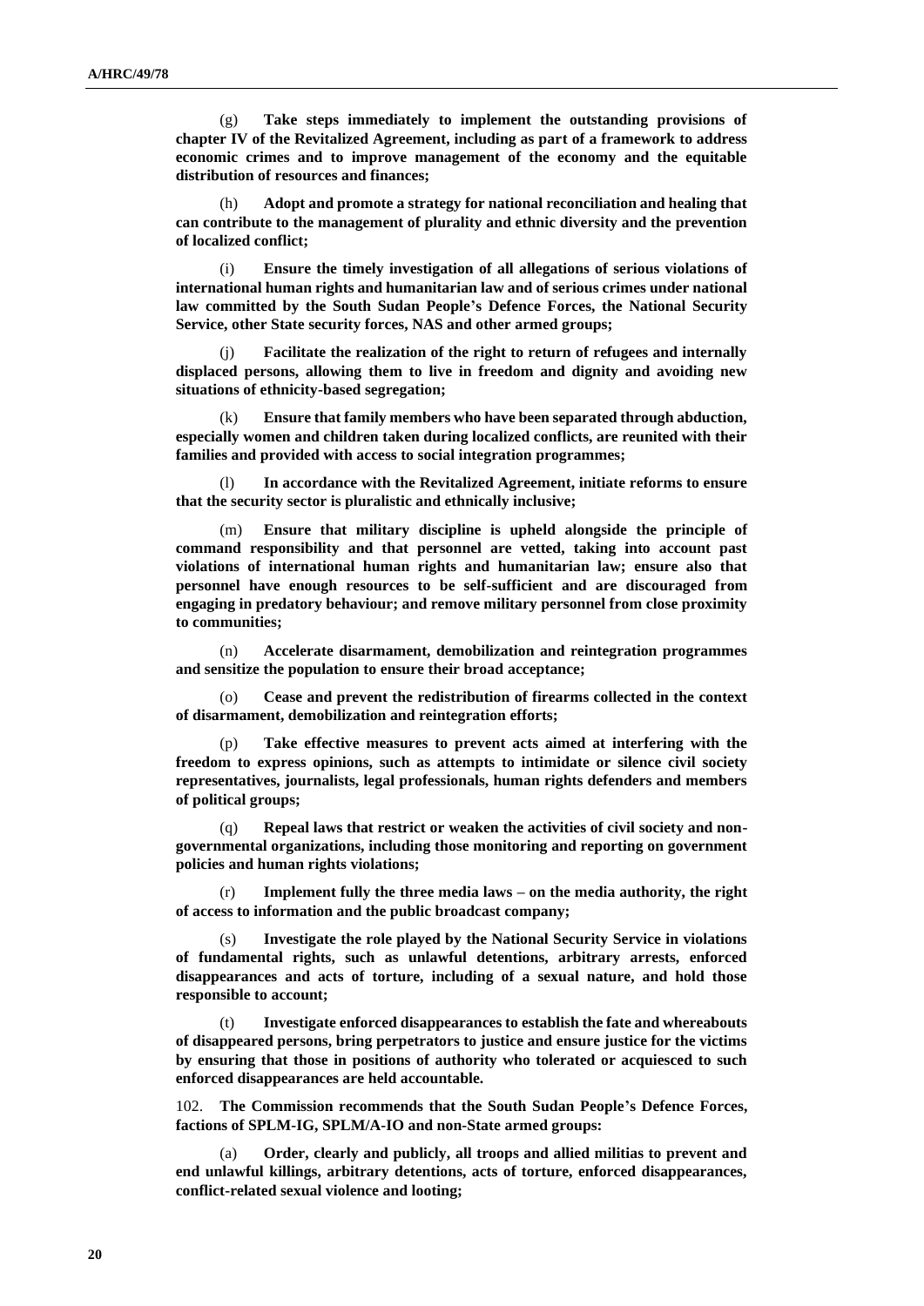(g) **Take steps immediately to implement the outstanding provisions of chapter IV of the Revitalized Agreement, including as part of a framework to address economic crimes and to improve management of the economy and the equitable distribution of resources and finances;**

(h) **Adopt and promote a strategy for national reconciliation and healing that can contribute to the management of plurality and ethnic diversity and the prevention of localized conflict;**

(i) **Ensure the timely investigation of all allegations of serious violations of international human rights and humanitarian law and of serious crimes under national law committed by the South Sudan People's Defence Forces, the National Security Service, other State security forces, NAS and other armed groups;**

(j) **Facilitate the realization of the right to return of refugees and internally displaced persons, allowing them to live in freedom and dignity and avoiding new situations of ethnicity-based segregation;**

(k) **Ensure that family members who have been separated through abduction, especially women and children taken during localized conflicts, are reunited with their families and provided with access to social integration programmes;**

(l) **In accordance with the Revitalized Agreement, initiate reforms to ensure that the security sector is pluralistic and ethnically inclusive;**

(m) **Ensure that military discipline is upheld alongside the principle of command responsibility and that personnel are vetted, taking into account past violations of international human rights and humanitarian law; ensure also that personnel have enough resources to be self-sufficient and are discouraged from engaging in predatory behaviour; and remove military personnel from close proximity to communities;**

(n) **Accelerate disarmament, demobilization and reintegration programmes and sensitize the population to ensure their broad acceptance;**

(o) **Cease and prevent the redistribution of firearms collected in the context of disarmament, demobilization and reintegration efforts;**

(p) **Take effective measures to prevent acts aimed at interfering with the freedom to express opinions, such as attempts to intimidate or silence civil society representatives, journalists, legal professionals, human rights defenders and members of political groups;**

(q) **Repeal laws that restrict or weaken the activities of civil society and non-governmental organizations, including those monitoring and reporting on government policies and human rights violations;**

(r) **Implement fully the three media laws – on the media authority, the right of access to information and the public broadcast company;**

(s) **Investigate the role played by the National Security Service in violations of fundamental rights, such as unlawful detentions, arbitrary arrests, enforced disappearances and acts of torture, including of a sexual nature, and hold those responsible to account;**

(t) **Investigate enforced disappearances to establish the fate and whereabouts of disappeared persons, bring perpetrators to justice and ensure justice for the victims by ensuring that those in positions of authority who tolerated or acquiesced to such enforced disappearances are held accountable.**

102. **The Commission recommends that the South Sudan People's Defence Forces, factions of SPLM-IG, SPLM/A-IO and non-State armed groups:**

(a) **Order, clearly and publicly, all troops and allied militias to prevent and end unlawful killings, arbitrary detentions, acts of torture, enforced disappearances, conflict-related sexual violence and looting;**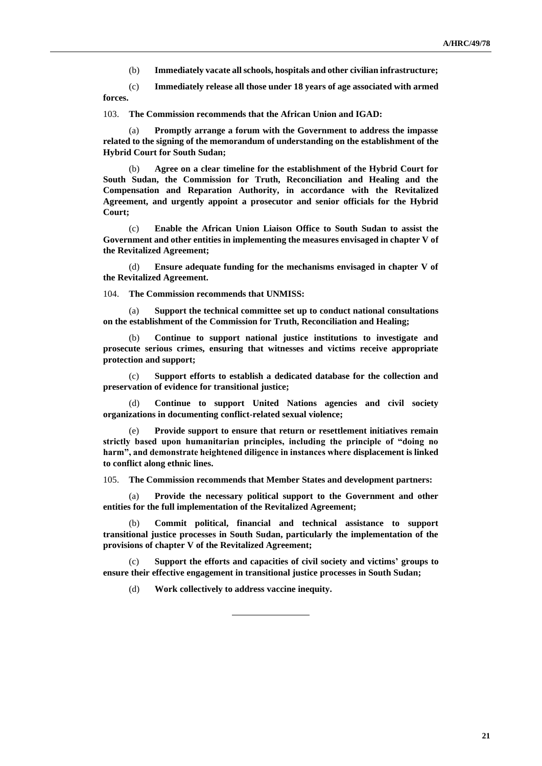(b) **Immediately vacate all schools, hospitals and other civilian infrastructure;**

(c) **Immediately release all those under 18 years of age associated with armed forces.**

103. **The Commission recommends that the African Union and IGAD:**

(a) **Promptly arrange a forum with the Government to address the impasse related to the signing of the memorandum of understanding on the establishment of the Hybrid Court for South Sudan;**

(b) **Agree on a clear timeline for the establishment of the Hybrid Court for South Sudan, the Commission for Truth, Reconciliation and Healing and the Compensation and Reparation Authority, in accordance with the Revitalized Agreement, and urgently appoint a prosecutor and senior officials for the Hybrid Court;**

(c) **Enable the African Union Liaison Office to South Sudan to assist the Government and other entities in implementing the measures envisaged in chapter V of the Revitalized Agreement;**

(d) **Ensure adequate funding for the mechanisms envisaged in chapter V of the Revitalized Agreement.**

104. **The Commission recommends that UNMISS:**

(a) **Support the technical committee set up to conduct national consultations on the establishment of the Commission for Truth, Reconciliation and Healing;**

(b) **Continue to support national justice institutions to investigate and prosecute serious crimes, ensuring that witnesses and victims receive appropriate protection and support;**

(c) **Support efforts to establish a dedicated database for the collection and preservation of evidence for transitional justice;**

(d) **Continue to support United Nations agencies and civil society organizations in documenting conflict-related sexual violence;**

(e) **Provide support to ensure that return or resettlement initiatives remain strictly based upon humanitarian principles, including the principle of "doing no harm", and demonstrate heightened diligence in instances where displacement is linked to conflict along ethnic lines.**

105. **The Commission recommends that Member States and development partners:**

(a) **Provide the necessary political support to the Government and other entities for the full implementation of the Revitalized Agreement;**

(b) **Commit political, financial and technical assistance to support transitional justice processes in South Sudan, particularly the implementation of the provisions of chapter V of the Revitalized Agreement;**

(c) **Support the efforts and capacities of civil society and victims' groups to ensure their effective engagement in transitional justice processes in South Sudan;**

(d) **Work collectively to address vaccine inequity.**